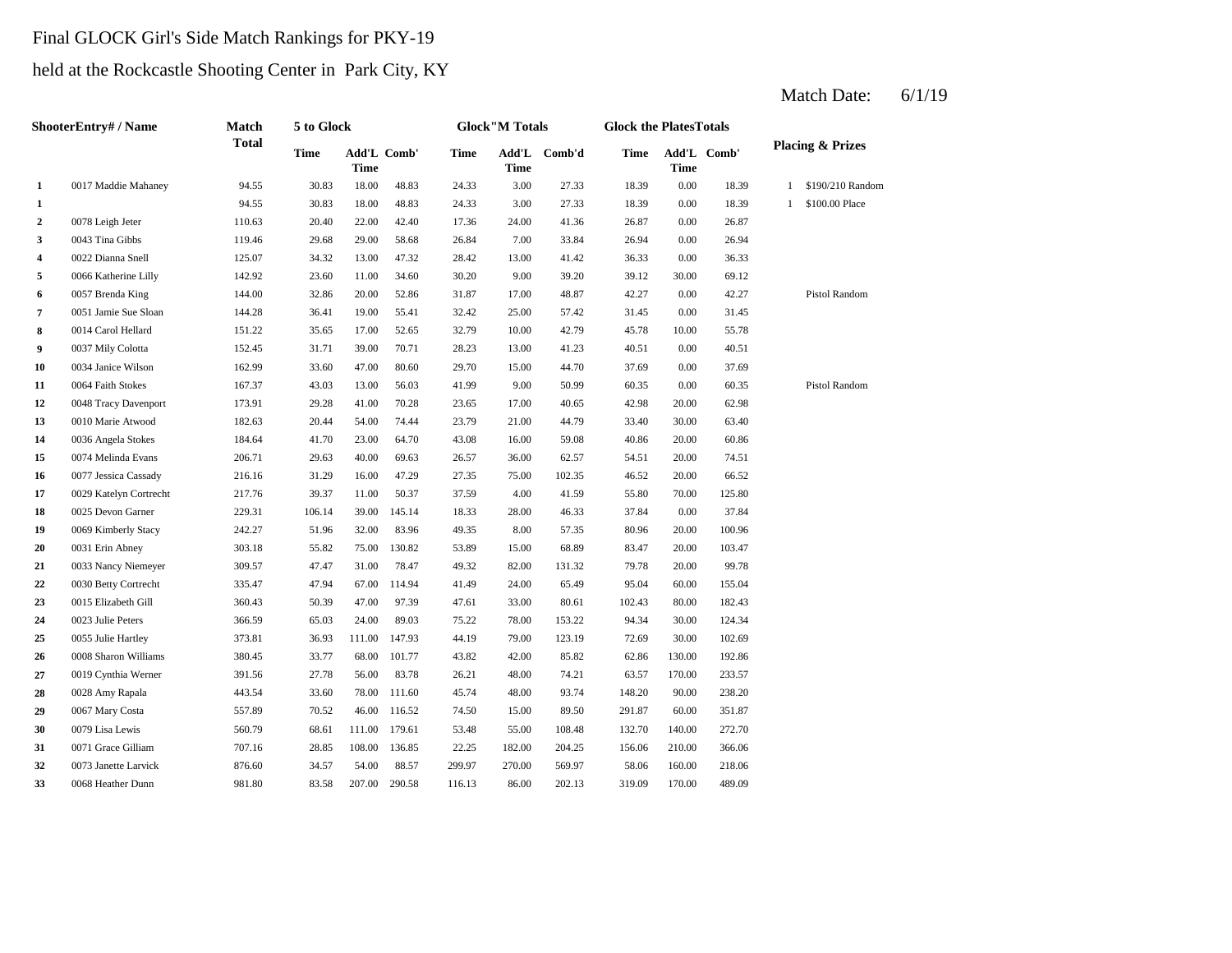Final GLOCK Girl's Side Match Rankings for PKY-19

held at the Rockcastle Shooting Center in Park City, KY

Match Date: 6/1/19

| Shooter | Entry# / Name | Match Total | 5 to Glock | | | Glock"M Totals | | | Glock the Plates Totals | | | Placing & Prizes | |
|---|---|---|---|---|---|---|---|---|---|---|---|---|---|
| | | | Time | Add'L Time | Comb' | Time | Add'L Time | Comb'd | Time | Add'L Time | Comb' | | |
| 1 | 0017 Maddie Mahaney | 94.55 | 30.83 | 18.00 | 48.83 | 24.33 | 3.00 | 27.33 | 18.39 | 0.00 | 18.39 | 1 | $190/210 Random |
| 1 | | 94.55 | 30.83 | 18.00 | 48.83 | 24.33 | 3.00 | 27.33 | 18.39 | 0.00 | 18.39 | 1 | $100.00 Place |
| 2 | 0078 Leigh Jeter | 110.63 | 20.40 | 22.00 | 42.40 | 17.36 | 24.00 | 41.36 | 26.87 | 0.00 | 26.87 | | |
| 3 | 0043 Tina Gibbs | 119.46 | 29.68 | 29.00 | 58.68 | 26.84 | 7.00 | 33.84 | 26.94 | 0.00 | 26.94 | | |
| 4 | 0022 Dianna Snell | 125.07 | 34.32 | 13.00 | 47.32 | 28.42 | 13.00 | 41.42 | 36.33 | 0.00 | 36.33 | | |
| 5 | 0066 Katherine Lilly | 142.92 | 23.60 | 11.00 | 34.60 | 30.20 | 9.00 | 39.20 | 39.12 | 30.00 | 69.12 | | |
| 6 | 0057 Brenda King | 144.00 | 32.86 | 20.00 | 52.86 | 31.87 | 17.00 | 48.87 | 42.27 | 0.00 | 42.27 | | Pistol Random |
| 7 | 0051 Jamie Sue Sloan | 144.28 | 36.41 | 19.00 | 55.41 | 32.42 | 25.00 | 57.42 | 31.45 | 0.00 | 31.45 | | |
| 8 | 0014 Carol Hellard | 151.22 | 35.65 | 17.00 | 52.65 | 32.79 | 10.00 | 42.79 | 45.78 | 10.00 | 55.78 | | |
| 9 | 0037 Mily Colotta | 152.45 | 31.71 | 39.00 | 70.71 | 28.23 | 13.00 | 41.23 | 40.51 | 0.00 | 40.51 | | |
| 10 | 0034 Janice Wilson | 162.99 | 33.60 | 47.00 | 80.60 | 29.70 | 15.00 | 44.70 | 37.69 | 0.00 | 37.69 | | |
| 11 | 0064 Faith Stokes | 167.37 | 43.03 | 13.00 | 56.03 | 41.99 | 9.00 | 50.99 | 60.35 | 0.00 | 60.35 | | Pistol Random |
| 12 | 0048 Tracy Davenport | 173.91 | 29.28 | 41.00 | 70.28 | 23.65 | 17.00 | 40.65 | 42.98 | 20.00 | 62.98 | | |
| 13 | 0010 Marie Atwood | 182.63 | 20.44 | 54.00 | 74.44 | 23.79 | 21.00 | 44.79 | 33.40 | 30.00 | 63.40 | | |
| 14 | 0036 Angela Stokes | 184.64 | 41.70 | 23.00 | 64.70 | 43.08 | 16.00 | 59.08 | 40.86 | 20.00 | 60.86 | | |
| 15 | 0074 Melinda Evans | 206.71 | 29.63 | 40.00 | 69.63 | 26.57 | 36.00 | 62.57 | 54.51 | 20.00 | 74.51 | | |
| 16 | 0077 Jessica Cassady | 216.16 | 31.29 | 16.00 | 47.29 | 27.35 | 75.00 | 102.35 | 46.52 | 20.00 | 66.52 | | |
| 17 | 0029 Katelyn Cortrecht | 217.76 | 39.37 | 11.00 | 50.37 | 37.59 | 4.00 | 41.59 | 55.80 | 70.00 | 125.80 | | |
| 18 | 0025 Devon Garner | 229.31 | 106.14 | 39.00 | 145.14 | 18.33 | 28.00 | 46.33 | 37.84 | 0.00 | 37.84 | | |
| 19 | 0069 Kimberly Stacy | 242.27 | 51.96 | 32.00 | 83.96 | 49.35 | 8.00 | 57.35 | 80.96 | 20.00 | 100.96 | | |
| 20 | 0031 Erin Abney | 303.18 | 55.82 | 75.00 | 130.82 | 53.89 | 15.00 | 68.89 | 83.47 | 20.00 | 103.47 | | |
| 21 | 0033 Nancy Niemeyer | 309.57 | 47.47 | 31.00 | 78.47 | 49.32 | 82.00 | 131.32 | 79.78 | 20.00 | 99.78 | | |
| 22 | 0030 Betty Cortrecht | 335.47 | 47.94 | 67.00 | 114.94 | 41.49 | 24.00 | 65.49 | 95.04 | 60.00 | 155.04 | | |
| 23 | 0015 Elizabeth Gill | 360.43 | 50.39 | 47.00 | 97.39 | 47.61 | 33.00 | 80.61 | 102.43 | 80.00 | 182.43 | | |
| 24 | 0023 Julie Peters | 366.59 | 65.03 | 24.00 | 89.03 | 75.22 | 78.00 | 153.22 | 94.34 | 30.00 | 124.34 | | |
| 25 | 0055 Julie Hartley | 373.81 | 36.93 | 111.00 | 147.93 | 44.19 | 79.00 | 123.19 | 72.69 | 30.00 | 102.69 | | |
| 26 | 0008 Sharon Williams | 380.45 | 33.77 | 68.00 | 101.77 | 43.82 | 42.00 | 85.82 | 62.86 | 130.00 | 192.86 | | |
| 27 | 0019 Cynthia Werner | 391.56 | 27.78 | 56.00 | 83.78 | 26.21 | 48.00 | 74.21 | 63.57 | 170.00 | 233.57 | | |
| 28 | 0028 Amy Rapala | 443.54 | 33.60 | 78.00 | 111.60 | 45.74 | 48.00 | 93.74 | 148.20 | 90.00 | 238.20 | | |
| 29 | 0067 Mary Costa | 557.89 | 70.52 | 46.00 | 116.52 | 74.50 | 15.00 | 89.50 | 291.87 | 60.00 | 351.87 | | |
| 30 | 0079 Lisa Lewis | 560.79 | 68.61 | 111.00 | 179.61 | 53.48 | 55.00 | 108.48 | 132.70 | 140.00 | 272.70 | | |
| 31 | 0071 Grace Gilliam | 707.16 | 28.85 | 108.00 | 136.85 | 22.25 | 182.00 | 204.25 | 156.06 | 210.00 | 366.06 | | |
| 32 | 0073 Janette Larvick | 876.60 | 34.57 | 54.00 | 88.57 | 299.97 | 270.00 | 569.97 | 58.06 | 160.00 | 218.06 | | |
| 33 | 0068 Heather Dunn | 981.80 | 83.58 | 207.00 | 290.58 | 116.13 | 86.00 | 202.13 | 319.09 | 170.00 | 489.09 | | |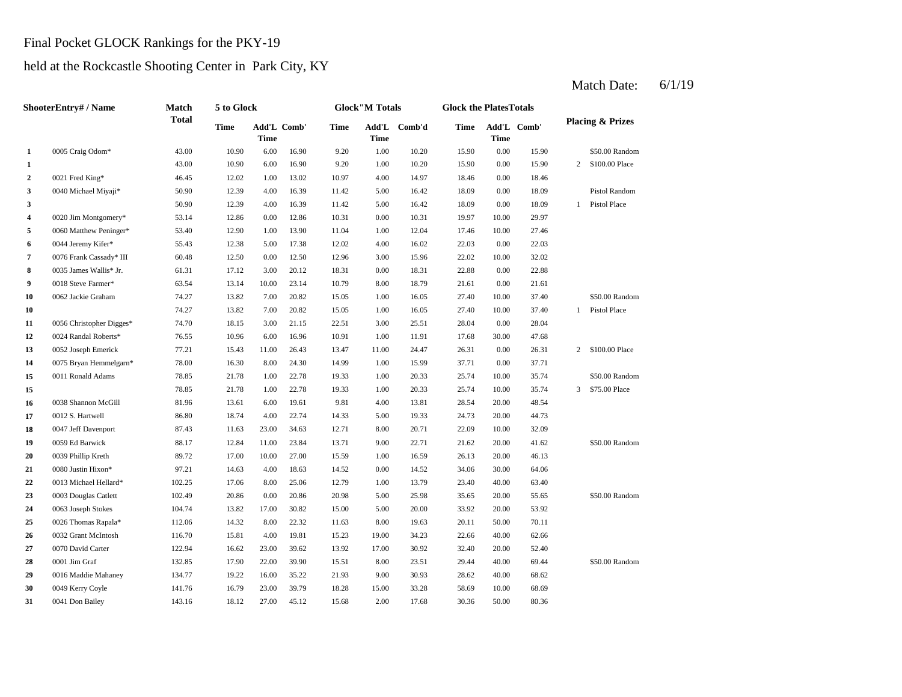Final Pocket GLOCK Rankings for the PKY-19

held at the Rockcastle Shooting Center in Park City, KY

Match Date: 6/1/19

| | ShooterEntry# / Name | Match Total | 5 to Glock | | | Glock"M Totals | | | Glock the PlatesTotals | | | Placing & Prizes | |
|---|---|---|---|---|---|---|---|---|---|---|---|---|---|
| | | | Time | Add'L Time | Comb' | Time | Add'L Time | Comb'd | Time | Add'L Time | Comb' | | |
| 1 | 0005 Craig Odom* | 43.00 | 10.90 | 6.00 | 16.90 | 9.20 | 1.00 | 10.20 | 15.90 | 0.00 | 15.90 | | $50.00 Random |
| 1 | | 43.00 | 10.90 | 6.00 | 16.90 | 9.20 | 1.00 | 10.20 | 15.90 | 0.00 | 15.90 | 2 | $100.00 Place |
| 2 | 0021 Fred King* | 46.45 | 12.02 | 1.00 | 13.02 | 10.97 | 4.00 | 14.97 | 18.46 | 0.00 | 18.46 | | |
| 3 | 0040 Michael Miyaji* | 50.90 | 12.39 | 4.00 | 16.39 | 11.42 | 5.00 | 16.42 | 18.09 | 0.00 | 18.09 | | Pistol Random |
| 3 | | 50.90 | 12.39 | 4.00 | 16.39 | 11.42 | 5.00 | 16.42 | 18.09 | 0.00 | 18.09 | 1 | Pistol Place |
| 4 | 0020 Jim Montgomery* | 53.14 | 12.86 | 0.00 | 12.86 | 10.31 | 0.00 | 10.31 | 19.97 | 10.00 | 29.97 | | |
| 5 | 0060 Matthew Peninger* | 53.40 | 12.90 | 1.00 | 13.90 | 11.04 | 1.00 | 12.04 | 17.46 | 10.00 | 27.46 | | |
| 6 | 0044 Jeremy Kifer* | 55.43 | 12.38 | 5.00 | 17.38 | 12.02 | 4.00 | 16.02 | 22.03 | 0.00 | 22.03 | | |
| 7 | 0076 Frank Cassady* III | 60.48 | 12.50 | 0.00 | 12.50 | 12.96 | 3.00 | 15.96 | 22.02 | 10.00 | 32.02 | | |
| 8 | 0035 James Wallis* Jr. | 61.31 | 17.12 | 3.00 | 20.12 | 18.31 | 0.00 | 18.31 | 22.88 | 0.00 | 22.88 | | |
| 9 | 0018 Steve Farmer* | 63.54 | 13.14 | 10.00 | 23.14 | 10.79 | 8.00 | 18.79 | 21.61 | 0.00 | 21.61 | | |
| 10 | 0062 Jackie Graham | 74.27 | 13.82 | 7.00 | 20.82 | 15.05 | 1.00 | 16.05 | 27.40 | 10.00 | 37.40 | | $50.00 Random |
| 10 | | 74.27 | 13.82 | 7.00 | 20.82 | 15.05 | 1.00 | 16.05 | 27.40 | 10.00 | 37.40 | 1 | Pistol Place |
| 11 | 0056 Christopher Digges* | 74.70 | 18.15 | 3.00 | 21.15 | 22.51 | 3.00 | 25.51 | 28.04 | 0.00 | 28.04 | | |
| 12 | 0024 Randal Roberts* | 76.55 | 10.96 | 6.00 | 16.96 | 10.91 | 1.00 | 11.91 | 17.68 | 30.00 | 47.68 | | |
| 13 | 0052 Joseph Emerick | 77.21 | 15.43 | 11.00 | 26.43 | 13.47 | 11.00 | 24.47 | 26.31 | 0.00 | 26.31 | 2 | $100.00 Place |
| 14 | 0075 Bryan Hemmelgarn* | 78.00 | 16.30 | 8.00 | 24.30 | 14.99 | 1.00 | 15.99 | 37.71 | 0.00 | 37.71 | | |
| 15 | 0011 Ronald Adams | 78.85 | 21.78 | 1.00 | 22.78 | 19.33 | 1.00 | 20.33 | 25.74 | 10.00 | 35.74 | | $50.00 Random |
| 15 | | 78.85 | 21.78 | 1.00 | 22.78 | 19.33 | 1.00 | 20.33 | 25.74 | 10.00 | 35.74 | 3 | $75.00 Place |
| 16 | 0038 Shannon McGill | 81.96 | 13.61 | 6.00 | 19.61 | 9.81 | 4.00 | 13.81 | 28.54 | 20.00 | 48.54 | | |
| 17 | 0012 S. Hartwell | 86.80 | 18.74 | 4.00 | 22.74 | 14.33 | 5.00 | 19.33 | 24.73 | 20.00 | 44.73 | | |
| 18 | 0047 Jeff Davenport | 87.43 | 11.63 | 23.00 | 34.63 | 12.71 | 8.00 | 20.71 | 22.09 | 10.00 | 32.09 | | |
| 19 | 0059 Ed Barwick | 88.17 | 12.84 | 11.00 | 23.84 | 13.71 | 9.00 | 22.71 | 21.62 | 20.00 | 41.62 | | $50.00 Random |
| 20 | 0039 Phillip Kreth | 89.72 | 17.00 | 10.00 | 27.00 | 15.59 | 1.00 | 16.59 | 26.13 | 20.00 | 46.13 | | |
| 21 | 0080 Justin Hixon* | 97.21 | 14.63 | 4.00 | 18.63 | 14.52 | 0.00 | 14.52 | 34.06 | 30.00 | 64.06 | | |
| 22 | 0013 Michael Hellard* | 102.25 | 17.06 | 8.00 | 25.06 | 12.79 | 1.00 | 13.79 | 23.40 | 40.00 | 63.40 | | |
| 23 | 0003 Douglas Catlett | 102.49 | 20.86 | 0.00 | 20.86 | 20.98 | 5.00 | 25.98 | 35.65 | 20.00 | 55.65 | | $50.00 Random |
| 24 | 0063 Joseph Stokes | 104.74 | 13.82 | 17.00 | 30.82 | 15.00 | 5.00 | 20.00 | 33.92 | 20.00 | 53.92 | | |
| 25 | 0026 Thomas Rapala* | 112.06 | 14.32 | 8.00 | 22.32 | 11.63 | 8.00 | 19.63 | 20.11 | 50.00 | 70.11 | | |
| 26 | 0032 Grant McIntosh | 116.70 | 15.81 | 4.00 | 19.81 | 15.23 | 19.00 | 34.23 | 22.66 | 40.00 | 62.66 | | |
| 27 | 0070 David Carter | 122.94 | 16.62 | 23.00 | 39.62 | 13.92 | 17.00 | 30.92 | 32.40 | 20.00 | 52.40 | | |
| 28 | 0001 Jim Graf | 132.85 | 17.90 | 22.00 | 39.90 | 15.51 | 8.00 | 23.51 | 29.44 | 40.00 | 69.44 | | $50.00 Random |
| 29 | 0016 Maddie Mahaney | 134.77 | 19.22 | 16.00 | 35.22 | 21.93 | 9.00 | 30.93 | 28.62 | 40.00 | 68.62 | | |
| 30 | 0049 Kerry Coyle | 141.76 | 16.79 | 23.00 | 39.79 | 18.28 | 15.00 | 33.28 | 58.69 | 10.00 | 68.69 | | |
| 31 | 0041 Don Bailey | 143.16 | 18.12 | 27.00 | 45.12 | 15.68 | 2.00 | 17.68 | 30.36 | 50.00 | 80.36 | | |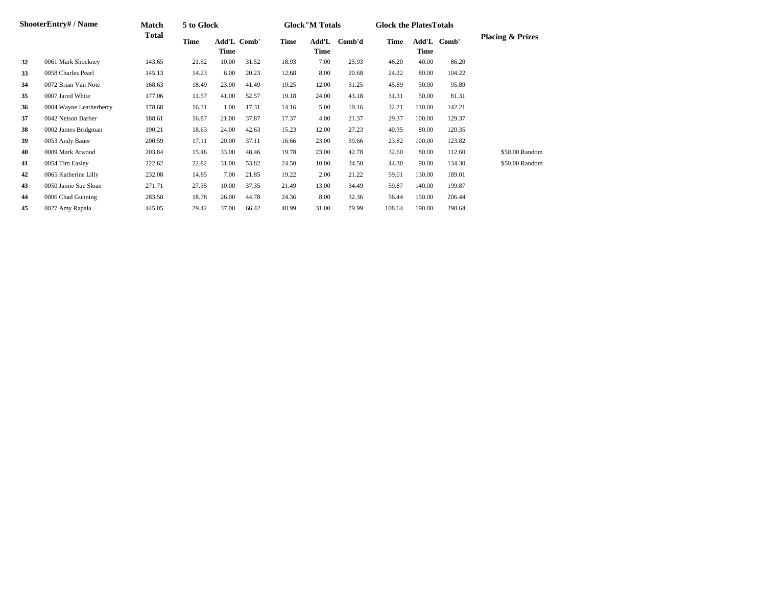| ShooterEntry# / Name | | Match Total | 5 to Glock | | | Glock"M Totals | | | Glock the PlatesTotals | | | Placing & Prizes |
|---|---|---|---|---|---|---|---|---|---|---|---|---|
| | | | Time | Add'L Time | Comb' | Time | Add'L Time | Comb'd | Time | Add'L Time | Comb' | |
| **32** | 0061 Mark Shockney | 143.65 | 21.52 | 10.00 | 31.52 | 18.93 | 7.00 | 25.93 | 46.20 | 40.00 | 86.20 | |
| **33** | 0058 Charles Pearl | 145.13 | 14.23 | 6.00 | 20.23 | 12.68 | 8.00 | 20.68 | 24.22 | 80.00 | 104.22 | |
| **34** | 0072 Brian Van Note | 168.63 | 18.49 | 23.00 | 41.49 | 19.25 | 12.00 | 31.25 | 45.89 | 50.00 | 95.89 | |
| **35** | 0007 Jared White | 177.06 | 11.57 | 41.00 | 52.57 | 19.18 | 24.00 | 43.18 | 31.31 | 50.00 | 81.31 | |
| **36** | 0004 Wayne Leatherberry | 178.68 | 16.31 | 1.00 | 17.31 | 14.16 | 5.00 | 19.16 | 32.21 | 110.00 | 142.21 | |
| **37** | 0042 Nelson Barber | 188.61 | 16.87 | 21.00 | 37.87 | 17.37 | 4.00 | 21.37 | 29.37 | 100.00 | 129.37 | |
| **38** | 0002 James Bridgman | 190.21 | 18.63 | 24.00 | 42.63 | 15.23 | 12.00 | 27.23 | 40.35 | 80.00 | 120.35 | |
| **39** | 0053 Andy Bauer | 200.59 | 17.11 | 20.00 | 37.11 | 16.66 | 23.00 | 39.66 | 23.82 | 100.00 | 123.82 | |
| **40** | 0009 Mark Atwood | 203.84 | 15.46 | 33.00 | 48.46 | 19.78 | 23.00 | 42.78 | 32.60 | 80.00 | 112.60 | $50.00 Random |
| **41** | 0054 Tim Easley | 222.62 | 22.82 | 31.00 | 53.82 | 24.50 | 10.00 | 34.50 | 44.30 | 90.00 | 134.30 | $50.00 Random |
| **42** | 0065 Katherine Lilly | 232.08 | 14.85 | 7.00 | 21.85 | 19.22 | 2.00 | 21.22 | 59.01 | 130.00 | 189.01 | |
| **43** | 0050 Jamie Sue Sloan | 271.71 | 27.35 | 10.00 | 37.35 | 21.49 | 13.00 | 34.49 | 59.87 | 140.00 | 199.87 | |
| **44** | 0006 Chad Gunning | 283.58 | 18.78 | 26.00 | 44.78 | 24.36 | 8.00 | 32.36 | 56.44 | 150.00 | 206.44 | |
| **45** | 0027 Amy Rapala | 445.05 | 29.42 | 37.00 | 66.42 | 48.99 | 31.00 | 79.99 | 108.64 | 190.00 | 298.64 | |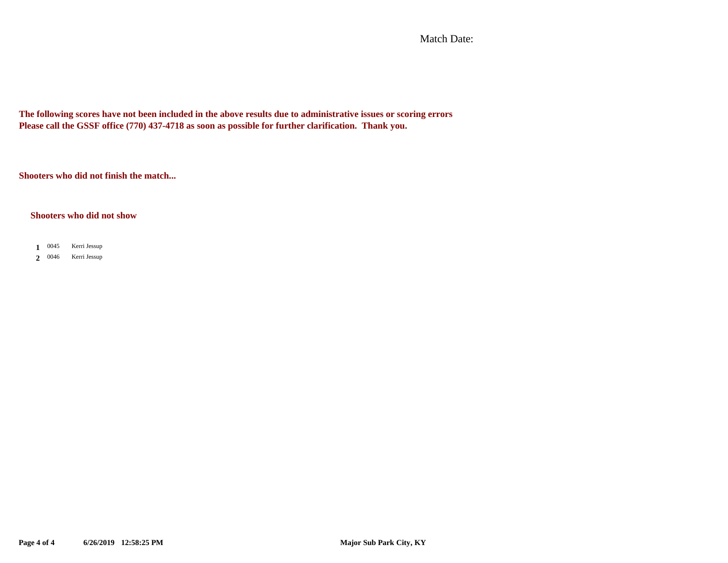Match Date:

**The following scores have not been included in the above results due to administrative issues or scoring errors**
**Please call the GSSF office (770) 437-4718 as soon as possible for further clarification. Thank you.**

**Shooters who did not finish the match...**

**Shooters who did not show**

| | | |
|---|---|---|
| **1** | 0045 | Kerri Jessup |
| **2** | 0046 | Kerri Jessup |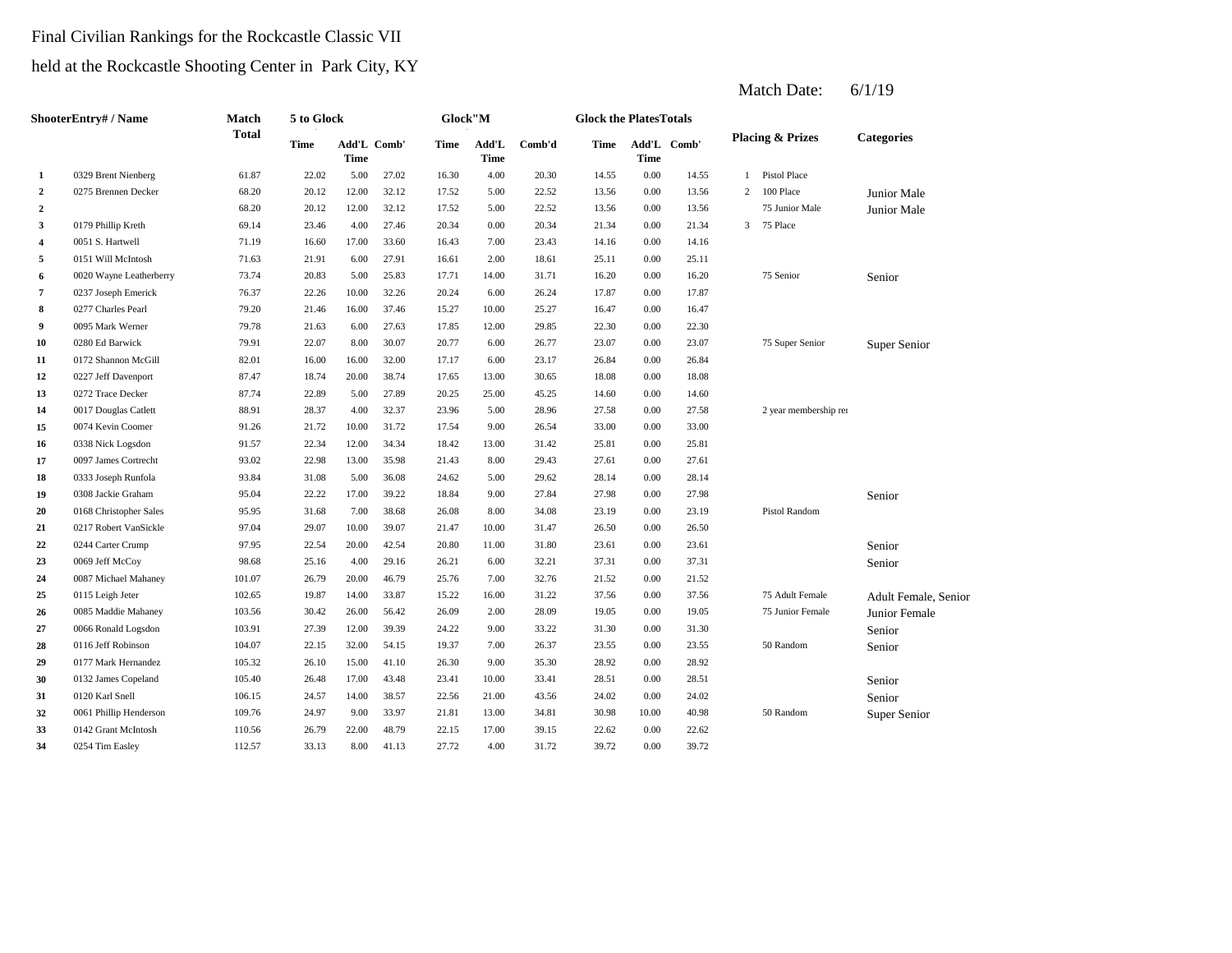Final Civilian Rankings for the Rockcastle Classic VII

held at the Rockcastle Shooting Center in Park City, KY

Match Date: 6/1/19

| Shooter | Entry# / Name | Match Total | 5 to Glock Time | 5 to Glock Add'L Time | 5 to Glock Comb' | Glock"M Time | Glock"M Add'L Time | Glock"M Comb'd | Glock the Plates Time | Glock the Plates Add'L Time | Glock the Plates Comb' | Placing & Prizes | | Categories |
|---|---|---|---|---|---|---|---|---|---|---|---|---|---|---|
| 1 | 0329 Brent Nienberg | 61.87 | 22.02 | 5.00 | 27.02 | 16.30 | 4.00 | 20.30 | 14.55 | 0.00 | 14.55 | 1 | Pistol Place | |
| 2 | 0275 Brennen Decker | 68.20 | 20.12 | 12.00 | 32.12 | 17.52 | 5.00 | 22.52 | 13.56 | 0.00 | 13.56 | 2 | 100 Place | Junior Male |
| 2 | | 68.20 | 20.12 | 12.00 | 32.12 | 17.52 | 5.00 | 22.52 | 13.56 | 0.00 | 13.56 | | 75 Junior Male | Junior Male |
| 3 | 0179 Phillip Kreth | 69.14 | 23.46 | 4.00 | 27.46 | 20.34 | 0.00 | 20.34 | 21.34 | 0.00 | 21.34 | 3 | 75 Place | |
| 4 | 0051 S. Hartwell | 71.19 | 16.60 | 17.00 | 33.60 | 16.43 | 7.00 | 23.43 | 14.16 | 0.00 | 14.16 | | | |
| 5 | 0151 Will McIntosh | 71.63 | 21.91 | 6.00 | 27.91 | 16.61 | 2.00 | 18.61 | 25.11 | 0.00 | 25.11 | | | |
| 6 | 0020 Wayne Leatherberry | 73.74 | 20.83 | 5.00 | 25.83 | 17.71 | 14.00 | 31.71 | 16.20 | 0.00 | 16.20 | | 75 Senior | Senior |
| 7 | 0237 Joseph Emerick | 76.37 | 22.26 | 10.00 | 32.26 | 20.24 | 6.00 | 26.24 | 17.87 | 0.00 | 17.87 | | | |
| 8 | 0277 Charles Pearl | 79.20 | 21.46 | 16.00 | 37.46 | 15.27 | 10.00 | 25.27 | 16.47 | 0.00 | 16.47 | | | |
| 9 | 0095 Mark Werner | 79.78 | 21.63 | 6.00 | 27.63 | 17.85 | 12.00 | 29.85 | 22.30 | 0.00 | 22.30 | | | |
| 10 | 0280 Ed Barwick | 79.91 | 22.07 | 8.00 | 30.07 | 20.77 | 6.00 | 26.77 | 23.07 | 0.00 | 23.07 | | 75 Super Senior | Super Senior |
| 11 | 0172 Shannon McGill | 82.01 | 16.00 | 16.00 | 32.00 | 17.17 | 6.00 | 23.17 | 26.84 | 0.00 | 26.84 | | | |
| 12 | 0227 Jeff Davenport | 87.47 | 18.74 | 20.00 | 38.74 | 17.65 | 13.00 | 30.65 | 18.08 | 0.00 | 18.08 | | | |
| 13 | 0272 Trace Decker | 87.74 | 22.89 | 5.00 | 27.89 | 20.25 | 25.00 | 45.25 | 14.60 | 0.00 | 14.60 | | | |
| 14 | 0017 Douglas Catlett | 88.91 | 28.37 | 4.00 | 32.37 | 23.96 | 5.00 | 28.96 | 27.58 | 0.00 | 27.58 | | 2 year membership re | |
| 15 | 0074 Kevin Coomer | 91.26 | 21.72 | 10.00 | 31.72 | 17.54 | 9.00 | 26.54 | 33.00 | 0.00 | 33.00 | | | |
| 16 | 0338 Nick Logsdon | 91.57 | 22.34 | 12.00 | 34.34 | 18.42 | 13.00 | 31.42 | 25.81 | 0.00 | 25.81 | | | |
| 17 | 0097 James Cortrecht | 93.02 | 22.98 | 13.00 | 35.98 | 21.43 | 8.00 | 29.43 | 27.61 | 0.00 | 27.61 | | | |
| 18 | 0333 Joseph Runfola | 93.84 | 31.08 | 5.00 | 36.08 | 24.62 | 5.00 | 29.62 | 28.14 | 0.00 | 28.14 | | | |
| 19 | 0308 Jackie Graham | 95.04 | 22.22 | 17.00 | 39.22 | 18.84 | 9.00 | 27.84 | 27.98 | 0.00 | 27.98 | | | Senior |
| 20 | 0168 Christopher Sales | 95.95 | 31.68 | 7.00 | 38.68 | 26.08 | 8.00 | 34.08 | 23.19 | 0.00 | 23.19 | | Pistol Random | |
| 21 | 0217 Robert VanSickle | 97.04 | 29.07 | 10.00 | 39.07 | 21.47 | 10.00 | 31.47 | 26.50 | 0.00 | 26.50 | | | |
| 22 | 0244 Carter Crump | 97.95 | 22.54 | 20.00 | 42.54 | 20.80 | 11.00 | 31.80 | 23.61 | 0.00 | 23.61 | | | Senior |
| 23 | 0069 Jeff McCoy | 98.68 | 25.16 | 4.00 | 29.16 | 26.21 | 6.00 | 32.21 | 37.31 | 0.00 | 37.31 | | | Senior |
| 24 | 0087 Michael Mahaney | 101.07 | 26.79 | 20.00 | 46.79 | 25.76 | 7.00 | 32.76 | 21.52 | 0.00 | 21.52 | | | |
| 25 | 0115 Leigh Jeter | 102.65 | 19.87 | 14.00 | 33.87 | 15.22 | 16.00 | 31.22 | 37.56 | 0.00 | 37.56 | | 75 Adult Female | Adult Female, Senior |
| 26 | 0085 Maddie Mahaney | 103.56 | 30.42 | 26.00 | 56.42 | 26.09 | 2.00 | 28.09 | 19.05 | 0.00 | 19.05 | | 75 Junior Female | Junior Female |
| 27 | 0066 Ronald Logsdon | 103.91 | 27.39 | 12.00 | 39.39 | 24.22 | 9.00 | 33.22 | 31.30 | 0.00 | 31.30 | | | Senior |
| 28 | 0116 Jeff Robinson | 104.07 | 22.15 | 32.00 | 54.15 | 19.37 | 7.00 | 26.37 | 23.55 | 0.00 | 23.55 | | 50 Random | Senior |
| 29 | 0177 Mark Hernandez | 105.32 | 26.10 | 15.00 | 41.10 | 26.30 | 9.00 | 35.30 | 28.92 | 0.00 | 28.92 | | | |
| 30 | 0132 James Copeland | 105.40 | 26.48 | 17.00 | 43.48 | 23.41 | 10.00 | 33.41 | 28.51 | 0.00 | 28.51 | | | Senior |
| 31 | 0120 Karl Snell | 106.15 | 24.57 | 14.00 | 38.57 | 22.56 | 21.00 | 43.56 | 24.02 | 0.00 | 24.02 | | | Senior |
| 32 | 0061 Phillip Henderson | 109.76 | 24.97 | 9.00 | 33.97 | 21.81 | 13.00 | 34.81 | 30.98 | 10.00 | 40.98 | | 50 Random | Super Senior |
| 33 | 0142 Grant McIntosh | 110.56 | 26.79 | 22.00 | 48.79 | 22.15 | 17.00 | 39.15 | 22.62 | 0.00 | 22.62 | | | |
| 34 | 0254 Tim Easley | 112.57 | 33.13 | 8.00 | 41.13 | 27.72 | 4.00 | 31.72 | 39.72 | 0.00 | 39.72 | | | |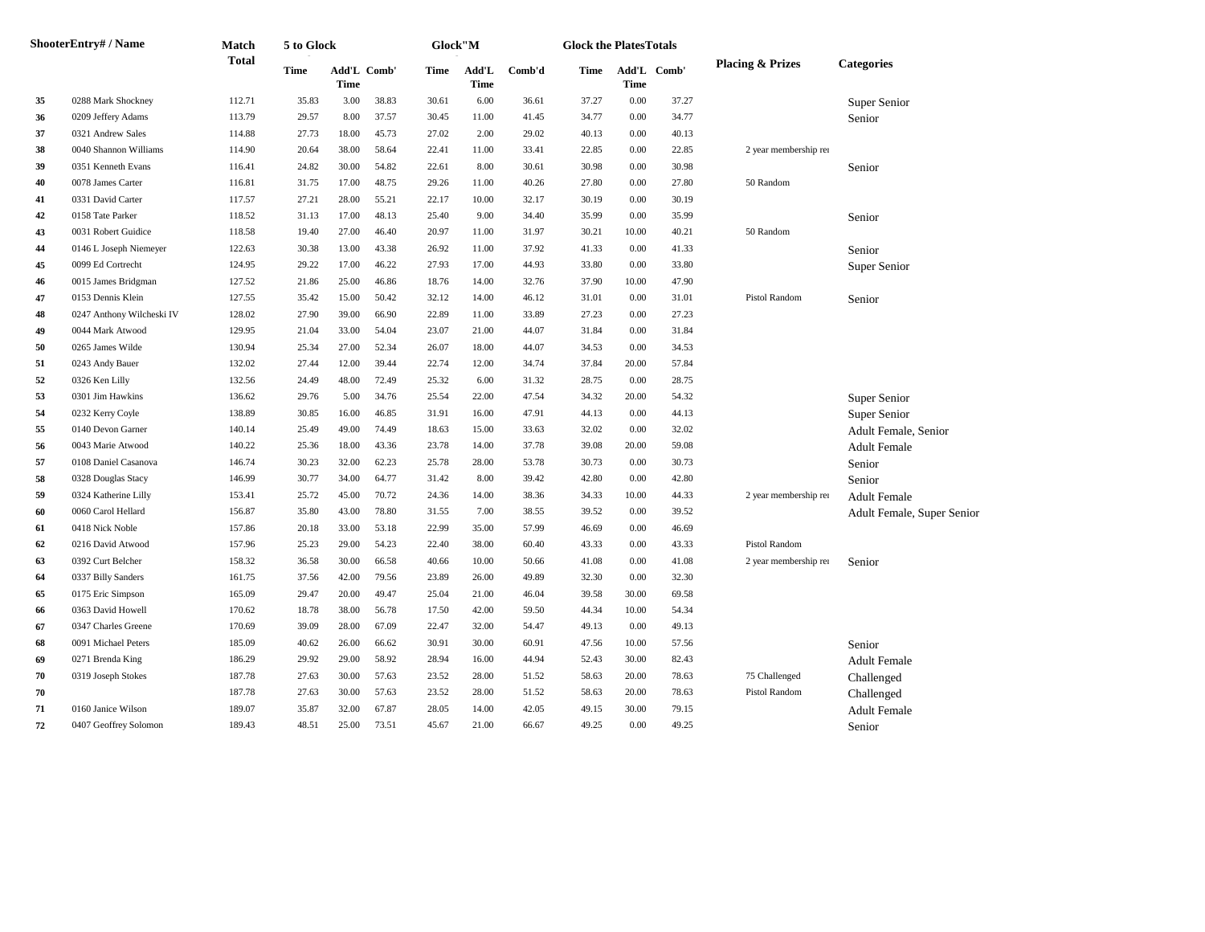| Shooter | Entry# / Name | Match Total | 5 to Glock | | | Glock"M | | | Glock the Plates | | Totals | Placing & Prizes | Categories |
|---|---|---|---|---|---|---|---|---|---|---|---|---|---|
| | | | Time | Add'L Time | Comb' | Time | Add'L Time | Comb'd | Time | Add'L Time | Comb' | | |
| 35 | 0288 Mark Shockney | 112.71 | 35.83 | 3.00 | 38.83 | 30.61 | 6.00 | 36.61 | 37.27 | 0.00 | 37.27 | | Super Senior |
| 36 | 0209 Jeffery Adams | 113.79 | 29.57 | 8.00 | 37.57 | 30.45 | 11.00 | 41.45 | 34.77 | 0.00 | 34.77 | | Senior |
| 37 | 0321 Andrew Sales | 114.88 | 27.73 | 18.00 | 45.73 | 27.02 | 2.00 | 29.02 | 40.13 | 0.00 | 40.13 | | |
| 38 | 0040 Shannon Williams | 114.90 | 20.64 | 38.00 | 58.64 | 22.41 | 11.00 | 33.41 | 22.85 | 0.00 | 22.85 | 2 year membership rei | |
| 39 | 0351 Kenneth Evans | 116.41 | 24.82 | 30.00 | 54.82 | 22.61 | 8.00 | 30.61 | 30.98 | 0.00 | 30.98 | | Senior |
| 40 | 0078 James Carter | 116.81 | 31.75 | 17.00 | 48.75 | 29.26 | 11.00 | 40.26 | 27.80 | 0.00 | 27.80 | 50 Random | |
| 41 | 0331 David Carter | 117.57 | 27.21 | 28.00 | 55.21 | 22.17 | 10.00 | 32.17 | 30.19 | 0.00 | 30.19 | | |
| 42 | 0158 Tate Parker | 118.52 | 31.13 | 17.00 | 48.13 | 25.40 | 9.00 | 34.40 | 35.99 | 0.00 | 35.99 | | Senior |
| 43 | 0031 Robert Guidice | 118.58 | 19.40 | 27.00 | 46.40 | 20.97 | 11.00 | 31.97 | 30.21 | 10.00 | 40.21 | 50 Random | |
| 44 | 0146 L Joseph Niemeyer | 122.63 | 30.38 | 13.00 | 43.38 | 26.92 | 11.00 | 37.92 | 41.33 | 0.00 | 41.33 | | Senior |
| 45 | 0099 Ed Cortrecht | 124.95 | 29.22 | 17.00 | 46.22 | 27.93 | 17.00 | 44.93 | 33.80 | 0.00 | 33.80 | | Super Senior |
| 46 | 0015 James Bridgman | 127.52 | 21.86 | 25.00 | 46.86 | 18.76 | 14.00 | 32.76 | 37.90 | 10.00 | 47.90 | | |
| 47 | 0153 Dennis Klein | 127.55 | 35.42 | 15.00 | 50.42 | 32.12 | 14.00 | 46.12 | 31.01 | 0.00 | 31.01 | Pistol Random | Senior |
| 48 | 0247 Anthony Wilcheski IV | 128.02 | 27.90 | 39.00 | 66.90 | 22.89 | 11.00 | 33.89 | 27.23 | 0.00 | 27.23 | | |
| 49 | 0044 Mark Atwood | 129.95 | 21.04 | 33.00 | 54.04 | 23.07 | 21.00 | 44.07 | 31.84 | 0.00 | 31.84 | | |
| 50 | 0265 James Wilde | 130.94 | 25.34 | 27.00 | 52.34 | 26.07 | 18.00 | 44.07 | 34.53 | 0.00 | 34.53 | | |
| 51 | 0243 Andy Bauer | 132.02 | 27.44 | 12.00 | 39.44 | 22.74 | 12.00 | 34.74 | 37.84 | 20.00 | 57.84 | | |
| 52 | 0326 Ken Lilly | 132.56 | 24.49 | 48.00 | 72.49 | 25.32 | 6.00 | 31.32 | 28.75 | 0.00 | 28.75 | | |
| 53 | 0301 Jim Hawkins | 136.62 | 29.76 | 5.00 | 34.76 | 25.54 | 22.00 | 47.54 | 34.32 | 20.00 | 54.32 | | Super Senior |
| 54 | 0232 Kerry Coyle | 138.89 | 30.85 | 16.00 | 46.85 | 31.91 | 16.00 | 47.91 | 44.13 | 0.00 | 44.13 | | Super Senior |
| 55 | 0140 Devon Garner | 140.14 | 25.49 | 49.00 | 74.49 | 18.63 | 15.00 | 33.63 | 32.02 | 0.00 | 32.02 | | Adult Female, Senior |
| 56 | 0043 Marie Atwood | 140.22 | 25.36 | 18.00 | 43.36 | 23.78 | 14.00 | 37.78 | 39.08 | 20.00 | 59.08 | | Adult Female |
| 57 | 0108 Daniel Casanova | 146.74 | 30.23 | 32.00 | 62.23 | 25.78 | 28.00 | 53.78 | 30.73 | 0.00 | 30.73 | | Senior |
| 58 | 0328 Douglas Stacy | 146.99 | 30.77 | 34.00 | 64.77 | 31.42 | 8.00 | 39.42 | 42.80 | 0.00 | 42.80 | | Senior |
| 59 | 0324 Katherine Lilly | 153.41 | 25.72 | 45.00 | 70.72 | 24.36 | 14.00 | 38.36 | 34.33 | 10.00 | 44.33 | 2 year membership rei | Adult Female |
| 60 | 0060 Carol Hellard | 156.87 | 35.80 | 43.00 | 78.80 | 31.55 | 7.00 | 38.55 | 39.52 | 0.00 | 39.52 | | Adult Female, Super Senior |
| 61 | 0418 Nick Noble | 157.86 | 20.18 | 33.00 | 53.18 | 22.99 | 35.00 | 57.99 | 46.69 | 0.00 | 46.69 | | |
| 62 | 0216 David Atwood | 157.96 | 25.23 | 29.00 | 54.23 | 22.40 | 38.00 | 60.40 | 43.33 | 0.00 | 43.33 | Pistol Random | |
| 63 | 0392 Curt Belcher | 158.32 | 36.58 | 30.00 | 66.58 | 40.66 | 10.00 | 50.66 | 41.08 | 0.00 | 41.08 | 2 year membership rei | Senior |
| 64 | 0337 Billy Sanders | 161.75 | 37.56 | 42.00 | 79.56 | 23.89 | 26.00 | 49.89 | 32.30 | 0.00 | 32.30 | | |
| 65 | 0175 Eric Simpson | 165.09 | 29.47 | 20.00 | 49.47 | 25.04 | 21.00 | 46.04 | 39.58 | 30.00 | 69.58 | | |
| 66 | 0363 David Howell | 170.62 | 18.78 | 38.00 | 56.78 | 17.50 | 42.00 | 59.50 | 44.34 | 10.00 | 54.34 | | |
| 67 | 0347 Charles Greene | 170.69 | 39.09 | 28.00 | 67.09 | 22.47 | 32.00 | 54.47 | 49.13 | 0.00 | 49.13 | | |
| 68 | 0091 Michael Peters | 185.09 | 40.62 | 26.00 | 66.62 | 30.91 | 30.00 | 60.91 | 47.56 | 10.00 | 57.56 | | Senior |
| 69 | 0271 Brenda King | 186.29 | 29.92 | 29.00 | 58.92 | 28.94 | 16.00 | 44.94 | 52.43 | 30.00 | 82.43 | | Adult Female |
| 70 | 0319 Joseph Stokes | 187.78 | 27.63 | 30.00 | 57.63 | 23.52 | 28.00 | 51.52 | 58.63 | 20.00 | 78.63 | 75 Challenged | Challenged |
| 70 | | 187.78 | 27.63 | 30.00 | 57.63 | 23.52 | 28.00 | 51.52 | 58.63 | 20.00 | 78.63 | Pistol Random | Challenged |
| 71 | 0160 Janice Wilson | 189.07 | 35.87 | 32.00 | 67.87 | 28.05 | 14.00 | 42.05 | 49.15 | 30.00 | 79.15 | | Adult Female |
| 72 | 0407 Geoffrey Solomon | 189.43 | 48.51 | 25.00 | 73.51 | 45.67 | 21.00 | 66.67 | 49.25 | 0.00 | 49.25 | | Senior |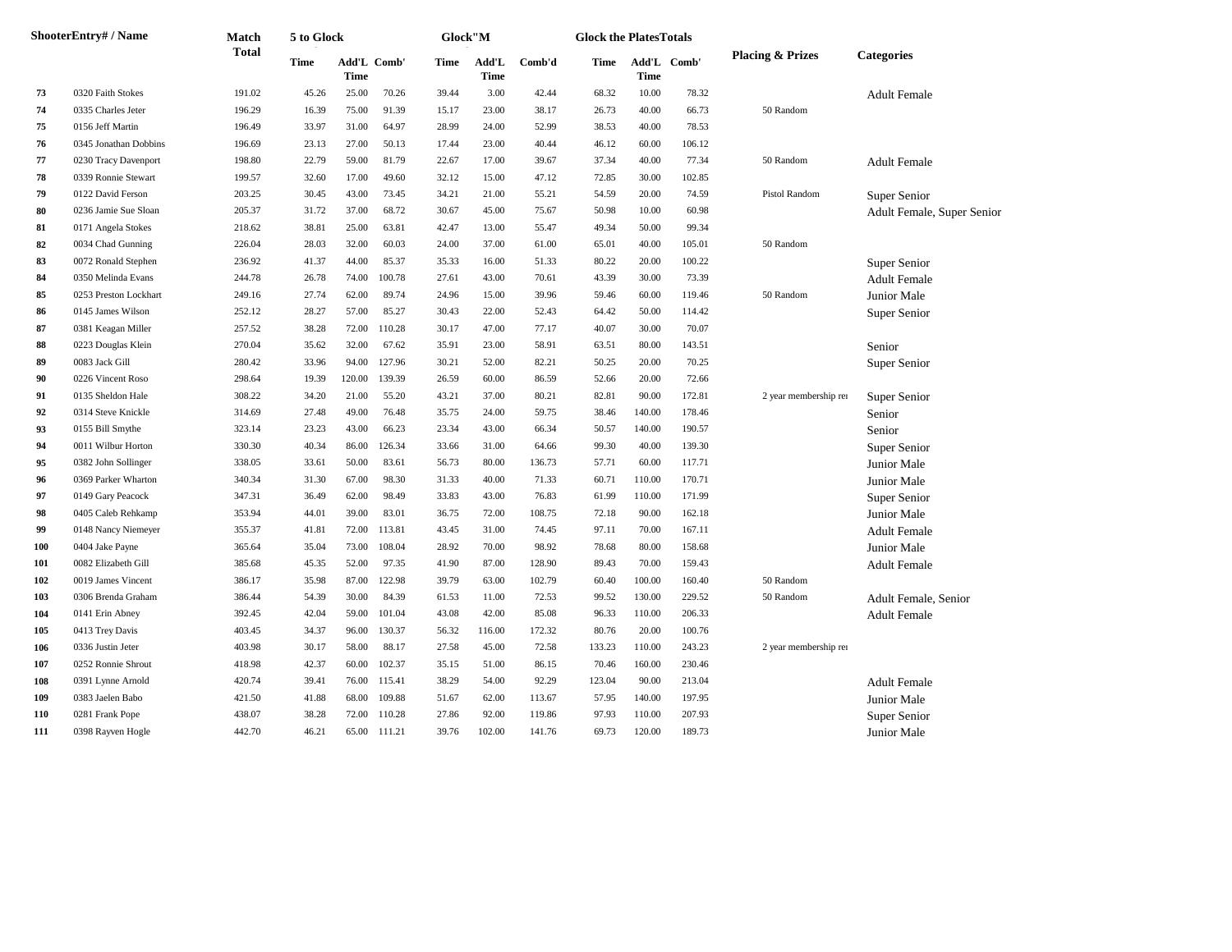| Shooter | Entry# / Name | Match Total | 5 to Glock | | | Glock"M | | | Glock the Plates Totals | | | Placing & Prizes | Categories |
|---|---|---|---|---|---|---|---|---|---|---|---|---|---|
| | | | Time | Add'L Time | Comb' | Time | Add'L Time | Comb'd | Time | Add'L Time | Comb' | | |
| 73 | 0320 Faith Stokes | 191.02 | 45.26 | 25.00 | 70.26 | 39.44 | 3.00 | 42.44 | 68.32 | 10.00 | 78.32 | | Adult Female |
| 74 | 0335 Charles Jeter | 196.29 | 16.39 | 75.00 | 91.39 | 15.17 | 23.00 | 38.17 | 26.73 | 40.00 | 66.73 | 50 Random | |
| 75 | 0156 Jeff Martin | 196.49 | 33.97 | 31.00 | 64.97 | 28.99 | 24.00 | 52.99 | 38.53 | 40.00 | 78.53 | | |
| 76 | 0345 Jonathan Dobbins | 196.69 | 23.13 | 27.00 | 50.13 | 17.44 | 23.00 | 40.44 | 46.12 | 60.00 | 106.12 | | |
| 77 | 0230 Tracy Davenport | 198.80 | 22.79 | 59.00 | 81.79 | 22.67 | 17.00 | 39.67 | 37.34 | 40.00 | 77.34 | 50 Random | Adult Female |
| 78 | 0339 Ronnie Stewart | 199.57 | 32.60 | 17.00 | 49.60 | 32.12 | 15.00 | 47.12 | 72.85 | 30.00 | 102.85 | | |
| 79 | 0122 David Ferson | 203.25 | 30.45 | 43.00 | 73.45 | 34.21 | 21.00 | 55.21 | 54.59 | 20.00 | 74.59 | Pistol Random | Super Senior |
| 80 | 0236 Jamie Sue Sloan | 205.37 | 31.72 | 37.00 | 68.72 | 30.67 | 45.00 | 75.67 | 50.98 | 10.00 | 60.98 | | Adult Female, Super Senior |
| 81 | 0171 Angela Stokes | 218.62 | 38.81 | 25.00 | 63.81 | 42.47 | 13.00 | 55.47 | 49.34 | 50.00 | 99.34 | | |
| 82 | 0034 Chad Gunning | 226.04 | 28.03 | 32.00 | 60.03 | 24.00 | 37.00 | 61.00 | 65.01 | 40.00 | 105.01 | 50 Random | |
| 83 | 0072 Ronald Stephen | 236.92 | 41.37 | 44.00 | 85.37 | 35.33 | 16.00 | 51.33 | 80.22 | 20.00 | 100.22 | | Super Senior |
| 84 | 0350 Melinda Evans | 244.78 | 26.78 | 74.00 | 100.78 | 27.61 | 43.00 | 70.61 | 43.39 | 30.00 | 73.39 | | Adult Female |
| 85 | 0253 Preston Lockhart | 249.16 | 27.74 | 62.00 | 89.74 | 24.96 | 15.00 | 39.96 | 59.46 | 60.00 | 119.46 | 50 Random | Junior Male |
| 86 | 0145 James Wilson | 252.12 | 28.27 | 57.00 | 85.27 | 30.43 | 22.00 | 52.43 | 64.42 | 50.00 | 114.42 | | Super Senior |
| 87 | 0381 Keagan Miller | 257.52 | 38.28 | 72.00 | 110.28 | 30.17 | 47.00 | 77.17 | 40.07 | 30.00 | 70.07 | | |
| 88 | 0223 Douglas Klein | 270.04 | 35.62 | 32.00 | 67.62 | 35.91 | 23.00 | 58.91 | 63.51 | 80.00 | 143.51 | | Senior |
| 89 | 0083 Jack Gill | 280.42 | 33.96 | 94.00 | 127.96 | 30.21 | 52.00 | 82.21 | 50.25 | 20.00 | 70.25 | | Super Senior |
| 90 | 0226 Vincent Roso | 298.64 | 19.39 | 120.00 | 139.39 | 26.59 | 60.00 | 86.59 | 52.66 | 20.00 | 72.66 | | |
| 91 | 0135 Sheldon Hale | 308.22 | 34.20 | 21.00 | 55.20 | 43.21 | 37.00 | 80.21 | 82.81 | 90.00 | 172.81 | 2 year membership rei | Super Senior |
| 92 | 0314 Steve Knickle | 314.69 | 27.48 | 49.00 | 76.48 | 35.75 | 24.00 | 59.75 | 38.46 | 140.00 | 178.46 | | Senior |
| 93 | 0155 Bill Smythe | 323.14 | 23.23 | 43.00 | 66.23 | 23.34 | 43.00 | 66.34 | 50.57 | 140.00 | 190.57 | | Senior |
| 94 | 0011 Wilbur Horton | 330.30 | 40.34 | 86.00 | 126.34 | 33.66 | 31.00 | 64.66 | 99.30 | 40.00 | 139.30 | | Super Senior |
| 95 | 0382 John Sollinger | 338.05 | 33.61 | 50.00 | 83.61 | 56.73 | 80.00 | 136.73 | 57.71 | 60.00 | 117.71 | | Junior Male |
| 96 | 0369 Parker Wharton | 340.34 | 31.30 | 67.00 | 98.30 | 31.33 | 40.00 | 71.33 | 60.71 | 110.00 | 170.71 | | Junior Male |
| 97 | 0149 Gary Peacock | 347.31 | 36.49 | 62.00 | 98.49 | 33.83 | 43.00 | 76.83 | 61.99 | 110.00 | 171.99 | | Super Senior |
| 98 | 0405 Caleb Rehkamp | 353.94 | 44.01 | 39.00 | 83.01 | 36.75 | 72.00 | 108.75 | 72.18 | 90.00 | 162.18 | | Junior Male |
| 99 | 0148 Nancy Niemeyer | 355.37 | 41.81 | 72.00 | 113.81 | 43.45 | 31.00 | 74.45 | 97.11 | 70.00 | 167.11 | | Adult Female |
| 100 | 0404 Jake Payne | 365.64 | 35.04 | 73.00 | 108.04 | 28.92 | 70.00 | 98.92 | 78.68 | 80.00 | 158.68 | | Junior Male |
| 101 | 0082 Elizabeth Gill | 385.68 | 45.35 | 52.00 | 97.35 | 41.90 | 87.00 | 128.90 | 89.43 | 70.00 | 159.43 | | Adult Female |
| 102 | 0019 James Vincent | 386.17 | 35.98 | 87.00 | 122.98 | 39.79 | 63.00 | 102.79 | 60.40 | 100.00 | 160.40 | 50 Random | |
| 103 | 0306 Brenda Graham | 386.44 | 54.39 | 30.00 | 84.39 | 61.53 | 11.00 | 72.53 | 99.52 | 130.00 | 229.52 | 50 Random | Adult Female, Senior |
| 104 | 0141 Erin Abney | 392.45 | 42.04 | 59.00 | 101.04 | 43.08 | 42.00 | 85.08 | 96.33 | 110.00 | 206.33 | | Adult Female |
| 105 | 0413 Trey Davis | 403.45 | 34.37 | 96.00 | 130.37 | 56.32 | 116.00 | 172.32 | 80.76 | 20.00 | 100.76 | | |
| 106 | 0336 Justin Jeter | 403.98 | 30.17 | 58.00 | 88.17 | 27.58 | 45.00 | 72.58 | 133.23 | 110.00 | 243.23 | 2 year membership rei | |
| 107 | 0252 Ronnie Shrout | 418.98 | 42.37 | 60.00 | 102.37 | 35.15 | 51.00 | 86.15 | 70.46 | 160.00 | 230.46 | | |
| 108 | 0391 Lynne Arnold | 420.74 | 39.41 | 76.00 | 115.41 | 38.29 | 54.00 | 92.29 | 123.04 | 90.00 | 213.04 | | Adult Female |
| 109 | 0383 Jaelen Babo | 421.50 | 41.88 | 68.00 | 109.88 | 51.67 | 62.00 | 113.67 | 57.95 | 140.00 | 197.95 | | Junior Male |
| 110 | 0281 Frank Pope | 438.07 | 38.28 | 72.00 | 110.28 | 27.86 | 92.00 | 119.86 | 97.93 | 110.00 | 207.93 | | Super Senior |
| 111 | 0398 Rayven Hogle | 442.70 | 46.21 | 65.00 | 111.21 | 39.76 | 102.00 | 141.76 | 69.73 | 120.00 | 189.73 | | Junior Male |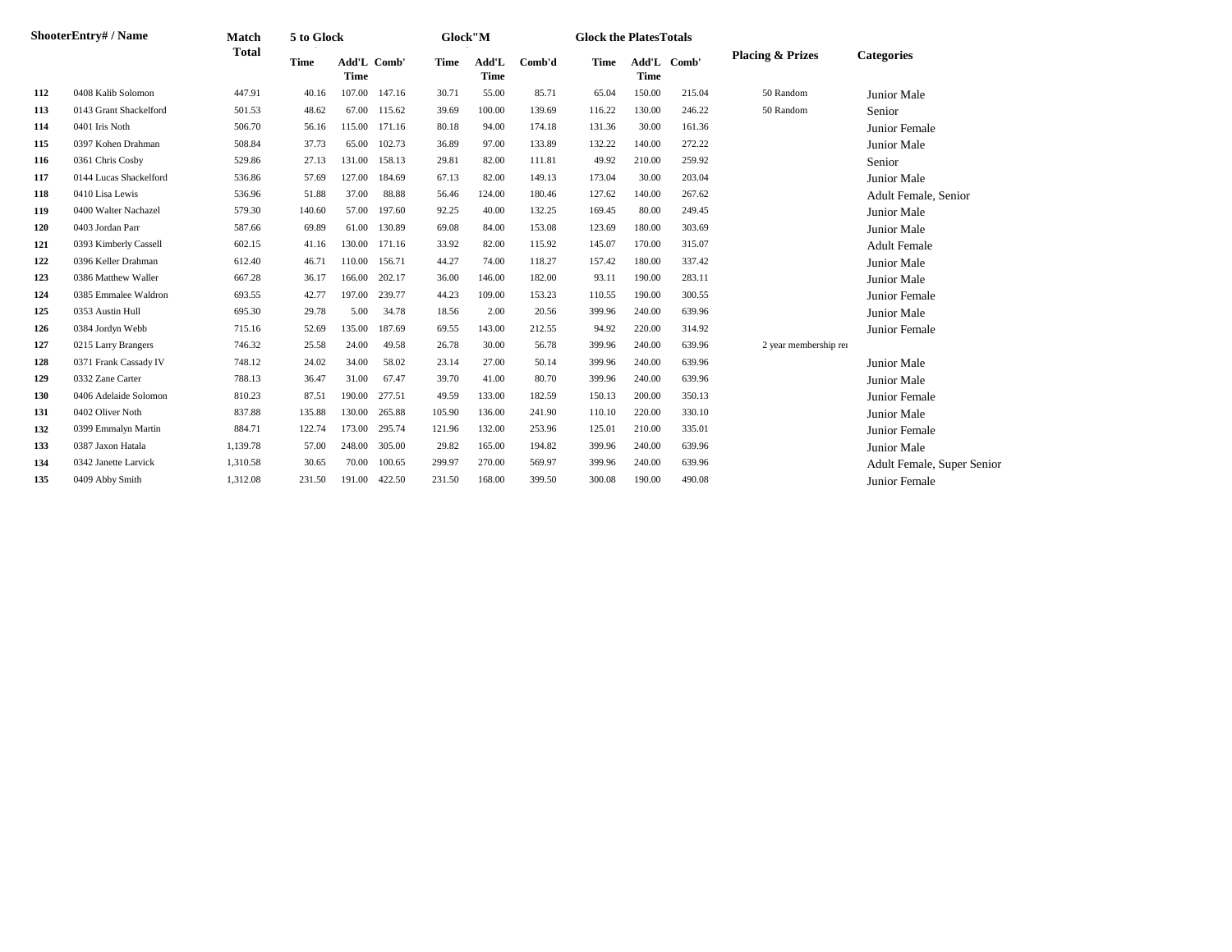| Shooter | Entry# / Name | Match Total | 5 to Glock | | | Glock"M | | | Glock the Plates | | | Totals Placing & Prizes | Categories |
|---|---|---|---|---|---|---|---|---|---|---|---|---|---|
| | | | Time | Add'L Time | Comb' | Time | Add'L Time | Comb'd | Time | Add'L Time | Comb' | | |
| 112 | 0408 Kalib Solomon | 447.91 | 40.16 | 107.00 | 147.16 | 30.71 | 55.00 | 85.71 | 65.04 | 150.00 | 215.04 | 50 Random | Junior Male |
| 113 | 0143 Grant Shackelford | 501.53 | 48.62 | 67.00 | 115.62 | 39.69 | 100.00 | 139.69 | 116.22 | 130.00 | 246.22 | 50 Random | Senior |
| 114 | 0401 Iris Noth | 506.70 | 56.16 | 115.00 | 171.16 | 80.18 | 94.00 | 174.18 | 131.36 | 30.00 | 161.36 | | Junior Female |
| 115 | 0397 Kohen Drahman | 508.84 | 37.73 | 65.00 | 102.73 | 36.89 | 97.00 | 133.89 | 132.22 | 140.00 | 272.22 | | Junior Male |
| 116 | 0361 Chris Cosby | 529.86 | 27.13 | 131.00 | 158.13 | 29.81 | 82.00 | 111.81 | 49.92 | 210.00 | 259.92 | | Senior |
| 117 | 0144 Lucas Shackelford | 536.86 | 57.69 | 127.00 | 184.69 | 67.13 | 82.00 | 149.13 | 173.04 | 30.00 | 203.04 | | Junior Male |
| 118 | 0410 Lisa Lewis | 536.96 | 51.88 | 37.00 | 88.88 | 56.46 | 124.00 | 180.46 | 127.62 | 140.00 | 267.62 | | Adult Female, Senior |
| 119 | 0400 Walter Nachazel | 579.30 | 140.60 | 57.00 | 197.60 | 92.25 | 40.00 | 132.25 | 169.45 | 80.00 | 249.45 | | Junior Male |
| 120 | 0403 Jordan Parr | 587.66 | 69.89 | 61.00 | 130.89 | 69.08 | 84.00 | 153.08 | 123.69 | 180.00 | 303.69 | | Junior Male |
| 121 | 0393 Kimberly Cassell | 602.15 | 41.16 | 130.00 | 171.16 | 33.92 | 82.00 | 115.92 | 145.07 | 170.00 | 315.07 | | Adult Female |
| 122 | 0396 Keller Drahman | 612.40 | 46.71 | 110.00 | 156.71 | 44.27 | 74.00 | 118.27 | 157.42 | 180.00 | 337.42 | | Junior Male |
| 123 | 0386 Matthew Waller | 667.28 | 36.17 | 166.00 | 202.17 | 36.00 | 146.00 | 182.00 | 93.11 | 190.00 | 283.11 | | Junior Male |
| 124 | 0385 Emmalee Waldron | 693.55 | 42.77 | 197.00 | 239.77 | 44.23 | 109.00 | 153.23 | 110.55 | 190.00 | 300.55 | | Junior Female |
| 125 | 0353 Austin Hull | 695.30 | 29.78 | 5.00 | 34.78 | 18.56 | 2.00 | 20.56 | 399.96 | 240.00 | 639.96 | | Junior Male |
| 126 | 0384 Jordyn Webb | 715.16 | 52.69 | 135.00 | 187.69 | 69.55 | 143.00 | 212.55 | 94.92 | 220.00 | 314.92 | | Junior Female |
| 127 | 0215 Larry Brangers | 746.32 | 25.58 | 24.00 | 49.58 | 26.78 | 30.00 | 56.78 | 399.96 | 240.00 | 639.96 | 2 year membership re | |
| 128 | 0371 Frank Cassady IV | 748.12 | 24.02 | 34.00 | 58.02 | 23.14 | 27.00 | 50.14 | 399.96 | 240.00 | 639.96 | | Junior Male |
| 129 | 0332 Zane Carter | 788.13 | 36.47 | 31.00 | 67.47 | 39.70 | 41.00 | 80.70 | 399.96 | 240.00 | 639.96 | | Junior Male |
| 130 | 0406 Adelaide Solomon | 810.23 | 87.51 | 190.00 | 277.51 | 49.59 | 133.00 | 182.59 | 150.13 | 200.00 | 350.13 | | Junior Female |
| 131 | 0402 Oliver Noth | 837.88 | 135.88 | 130.00 | 265.88 | 105.90 | 136.00 | 241.90 | 110.10 | 220.00 | 330.10 | | Junior Male |
| 132 | 0399 Emmalyn Martin | 884.71 | 122.74 | 173.00 | 295.74 | 121.96 | 132.00 | 253.96 | 125.01 | 210.00 | 335.01 | | Junior Female |
| 133 | 0387 Jaxon Hatala | 1,139.78 | 57.00 | 248.00 | 305.00 | 29.82 | 165.00 | 194.82 | 399.96 | 240.00 | 639.96 | | Junior Male |
| 134 | 0342 Janette Larvick | 1,310.58 | 30.65 | 70.00 | 100.65 | 299.97 | 270.00 | 569.97 | 399.96 | 240.00 | 639.96 | | Adult Female, Super Senior |
| 135 | 0409 Abby Smith | 1,312.08 | 231.50 | 191.00 | 422.50 | 231.50 | 168.00 | 399.50 | 300.08 | 190.00 | 490.08 | | Junior Female |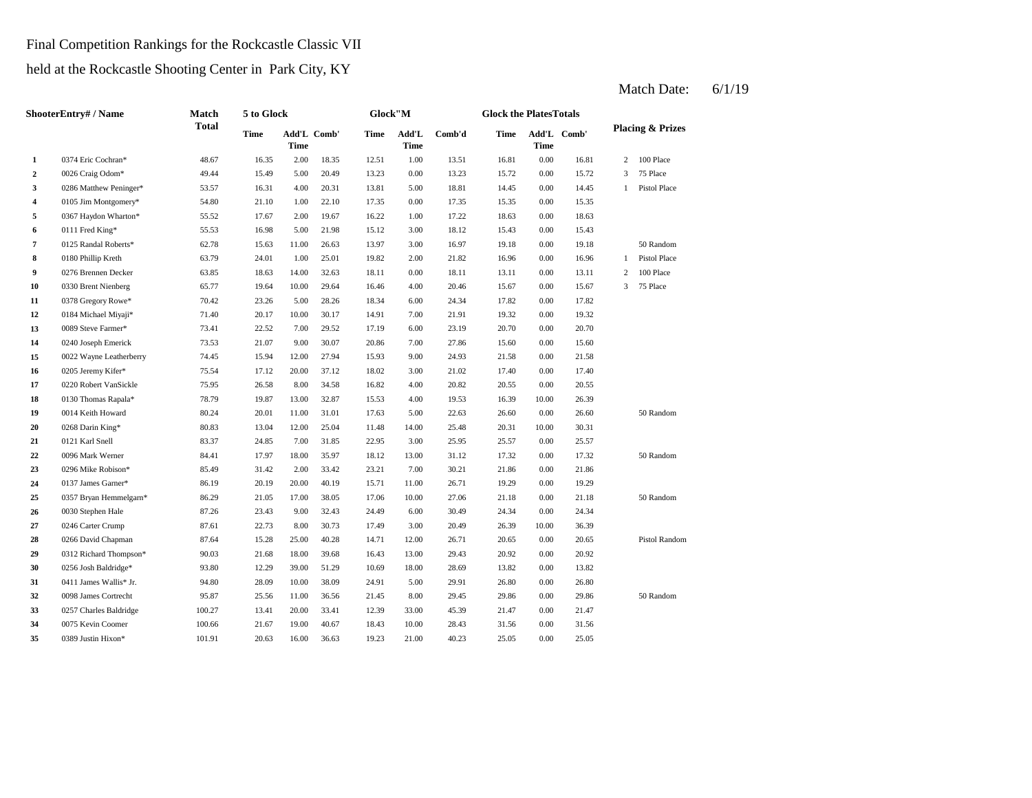Final Competition Rankings for the Rockcastle Classic VII

held at the Rockcastle Shooting Center in Park City, KY

Match Date: 6/1/19

| | ShooterEntry# / Name | Match Total | 5 to Glock | | | Glock"M | | | Glock the Plates Totals | | | Placing & Prizes | |
|---|---|---|---|---|---|---|---|---|---|---|---|---|---|
| | | | Time | Add'L Time | Comb' | Time | Add'L Time | Comb'd | Time | Add'L Time | Comb' | | |
| **1** | 0374 Eric Cochran* | 48.67 | 16.35 | 2.00 | 18.35 | 12.51 | 1.00 | 13.51 | 16.81 | 0.00 | 16.81 | 2 | 100 Place |
| **2** | 0026 Craig Odom* | 49.44 | 15.49 | 5.00 | 20.49 | 13.23 | 0.00 | 13.23 | 15.72 | 0.00 | 15.72 | 3 | 75 Place |
| **3** | 0286 Matthew Peninger* | 53.57 | 16.31 | 4.00 | 20.31 | 13.81 | 5.00 | 18.81 | 14.45 | 0.00 | 14.45 | 1 | Pistol Place |
| **4** | 0105 Jim Montgomery* | 54.80 | 21.10 | 1.00 | 22.10 | 17.35 | 0.00 | 17.35 | 15.35 | 0.00 | 15.35 | | |
| **5** | 0367 Haydon Wharton* | 55.52 | 17.67 | 2.00 | 19.67 | 16.22 | 1.00 | 17.22 | 18.63 | 0.00 | 18.63 | | |
| **6** | 0111 Fred King* | 55.53 | 16.98 | 5.00 | 21.98 | 15.12 | 3.00 | 18.12 | 15.43 | 0.00 | 15.43 | | |
| **7** | 0125 Randal Roberts* | 62.78 | 15.63 | 11.00 | 26.63 | 13.97 | 3.00 | 16.97 | 19.18 | 0.00 | 19.18 | | 50 Random |
| **8** | 0180 Phillip Kreth | 63.79 | 24.01 | 1.00 | 25.01 | 19.82 | 2.00 | 21.82 | 16.96 | 0.00 | 16.96 | 1 | Pistol Place |
| **9** | 0276 Brennen Decker | 63.85 | 18.63 | 14.00 | 32.63 | 18.11 | 0.00 | 18.11 | 13.11 | 0.00 | 13.11 | 2 | 100 Place |
| **10** | 0330 Brent Nienberg | 65.77 | 19.64 | 10.00 | 29.64 | 16.46 | 4.00 | 20.46 | 15.67 | 0.00 | 15.67 | 3 | 75 Place |
| **11** | 0378 Gregory Rowe* | 70.42 | 23.26 | 5.00 | 28.26 | 18.34 | 6.00 | 24.34 | 17.82 | 0.00 | 17.82 | | |
| **12** | 0184 Michael Miyaji* | 71.40 | 20.17 | 10.00 | 30.17 | 14.91 | 7.00 | 21.91 | 19.32 | 0.00 | 19.32 | | |
| **13** | 0089 Steve Farmer* | 73.41 | 22.52 | 7.00 | 29.52 | 17.19 | 6.00 | 23.19 | 20.70 | 0.00 | 20.70 | | |
| **14** | 0240 Joseph Emerick | 73.53 | 21.07 | 9.00 | 30.07 | 20.86 | 7.00 | 27.86 | 15.60 | 0.00 | 15.60 | | |
| **15** | 0022 Wayne Leatherberry | 74.45 | 15.94 | 12.00 | 27.94 | 15.93 | 9.00 | 24.93 | 21.58 | 0.00 | 21.58 | | |
| **16** | 0205 Jeremy Kifer* | 75.54 | 17.12 | 20.00 | 37.12 | 18.02 | 3.00 | 21.02 | 17.40 | 0.00 | 17.40 | | |
| **17** | 0220 Robert VanSickle | 75.95 | 26.58 | 8.00 | 34.58 | 16.82 | 4.00 | 20.82 | 20.55 | 0.00 | 20.55 | | |
| **18** | 0130 Thomas Rapala* | 78.79 | 19.87 | 13.00 | 32.87 | 15.53 | 4.00 | 19.53 | 16.39 | 10.00 | 26.39 | | |
| **19** | 0014 Keith Howard | 80.24 | 20.01 | 11.00 | 31.01 | 17.63 | 5.00 | 22.63 | 26.60 | 0.00 | 26.60 | | 50 Random |
| **20** | 0268 Darin King* | 80.83 | 13.04 | 12.00 | 25.04 | 11.48 | 14.00 | 25.48 | 20.31 | 10.00 | 30.31 | | |
| **21** | 0121 Karl Snell | 83.37 | 24.85 | 7.00 | 31.85 | 22.95 | 3.00 | 25.95 | 25.57 | 0.00 | 25.57 | | |
| **22** | 0096 Mark Werner | 84.41 | 17.97 | 18.00 | 35.97 | 18.12 | 13.00 | 31.12 | 17.32 | 0.00 | 17.32 | | 50 Random |
| **23** | 0296 Mike Robison* | 85.49 | 31.42 | 2.00 | 33.42 | 23.21 | 7.00 | 30.21 | 21.86 | 0.00 | 21.86 | | |
| **24** | 0137 James Garner* | 86.19 | 20.19 | 20.00 | 40.19 | 15.71 | 11.00 | 26.71 | 19.29 | 0.00 | 19.29 | | |
| **25** | 0357 Bryan Hemmelgarn* | 86.29 | 21.05 | 17.00 | 38.05 | 17.06 | 10.00 | 27.06 | 21.18 | 0.00 | 21.18 | | 50 Random |
| **26** | 0030 Stephen Hale | 87.26 | 23.43 | 9.00 | 32.43 | 24.49 | 6.00 | 30.49 | 24.34 | 0.00 | 24.34 | | |
| **27** | 0246 Carter Crump | 87.61 | 22.73 | 8.00 | 30.73 | 17.49 | 3.00 | 20.49 | 26.39 | 10.00 | 36.39 | | |
| **28** | 0266 David Chapman | 87.64 | 15.28 | 25.00 | 40.28 | 14.71 | 12.00 | 26.71 | 20.65 | 0.00 | 20.65 | | Pistol Random |
| **29** | 0312 Richard Thompson* | 90.03 | 21.68 | 18.00 | 39.68 | 16.43 | 13.00 | 29.43 | 20.92 | 0.00 | 20.92 | | |
| **30** | 0256 Josh Baldridge* | 93.80 | 12.29 | 39.00 | 51.29 | 10.69 | 18.00 | 28.69 | 13.82 | 0.00 | 13.82 | | |
| **31** | 0411 James Wallis* Jr. | 94.80 | 28.09 | 10.00 | 38.09 | 24.91 | 5.00 | 29.91 | 26.80 | 0.00 | 26.80 | | |
| **32** | 0098 James Cortrecht | 95.87 | 25.56 | 11.00 | 36.56 | 21.45 | 8.00 | 29.45 | 29.86 | 0.00 | 29.86 | | 50 Random |
| **33** | 0257 Charles Baldridge | 100.27 | 13.41 | 20.00 | 33.41 | 12.39 | 33.00 | 45.39 | 21.47 | 0.00 | 21.47 | | |
| **34** | 0075 Kevin Coomer | 100.66 | 21.67 | 19.00 | 40.67 | 18.43 | 10.00 | 28.43 | 31.56 | 0.00 | 31.56 | | |
| **35** | 0389 Justin Hixon* | 101.91 | 20.63 | 16.00 | 36.63 | 19.23 | 21.00 | 40.23 | 25.05 | 0.00 | 25.05 | | |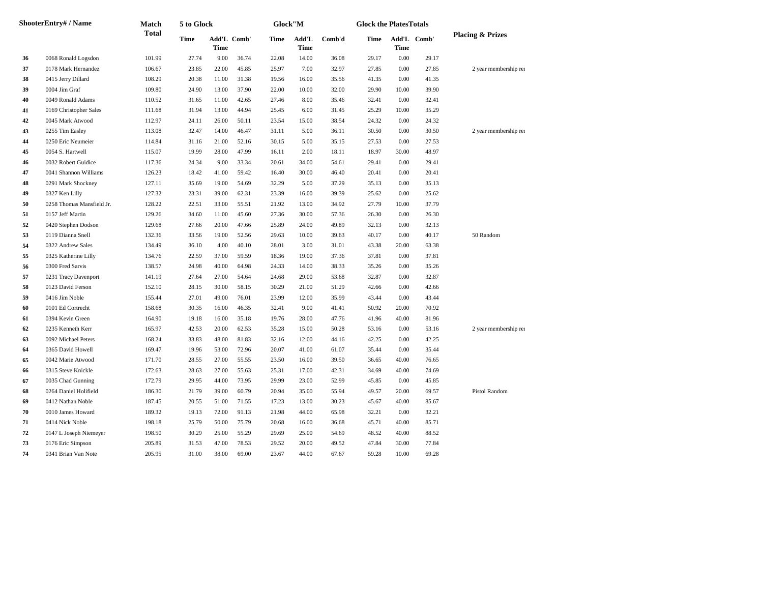| Shooter | Entry# / Name | Match Total | 5 to Glock | | | Glock"M | | | Glock the Plates | Totals | | Placing & Prizes |
|---|---|---|---|---|---|---|---|---|---|---|---|---|
| | | | Time | Add'L Time | Comb' | Time | Add'L Time | Comb'd | Time | Add'L Time | Comb' | |
| 36 | 0068 Ronald Logsdon | 101.99 | 27.74 | 9.00 | 36.74 | 22.08 | 14.00 | 36.08 | 29.17 | 0.00 | 29.17 | |
| 37 | 0178 Mark Hernandez | 106.67 | 23.85 | 22.00 | 45.85 | 25.97 | 7.00 | 32.97 | 27.85 | 0.00 | 27.85 | 2 year membership re |
| 38 | 0415 Jerry Dillard | 108.29 | 20.38 | 11.00 | 31.38 | 19.56 | 16.00 | 35.56 | 41.35 | 0.00 | 41.35 | |
| 39 | 0004 Jim Graf | 109.80 | 24.90 | 13.00 | 37.90 | 22.00 | 10.00 | 32.00 | 29.90 | 10.00 | 39.90 | |
| 40 | 0049 Ronald Adams | 110.52 | 31.65 | 11.00 | 42.65 | 27.46 | 8.00 | 35.46 | 32.41 | 0.00 | 32.41 | |
| 41 | 0169 Christopher Sales | 111.68 | 31.94 | 13.00 | 44.94 | 25.45 | 6.00 | 31.45 | 25.29 | 10.00 | 35.29 | |
| 42 | 0045 Mark Atwood | 112.97 | 24.11 | 26.00 | 50.11 | 23.54 | 15.00 | 38.54 | 24.32 | 0.00 | 24.32 | |
| 43 | 0255 Tim Easley | 113.08 | 32.47 | 14.00 | 46.47 | 31.11 | 5.00 | 36.11 | 30.50 | 0.00 | 30.50 | 2 year membership re |
| 44 | 0250 Eric Neumeier | 114.84 | 31.16 | 21.00 | 52.16 | 30.15 | 5.00 | 35.15 | 27.53 | 0.00 | 27.53 | |
| 45 | 0054 S. Hartwell | 115.07 | 19.99 | 28.00 | 47.99 | 16.11 | 2.00 | 18.11 | 18.97 | 30.00 | 48.97 | |
| 46 | 0032 Robert Guidice | 117.36 | 24.34 | 9.00 | 33.34 | 20.61 | 34.00 | 54.61 | 29.41 | 0.00 | 29.41 | |
| 47 | 0041 Shannon Williams | 126.23 | 18.42 | 41.00 | 59.42 | 16.40 | 30.00 | 46.40 | 20.41 | 0.00 | 20.41 | |
| 48 | 0291 Mark Shockney | 127.11 | 35.69 | 19.00 | 54.69 | 32.29 | 5.00 | 37.29 | 35.13 | 0.00 | 35.13 | |
| 49 | 0327 Ken Lilly | 127.32 | 23.31 | 39.00 | 62.31 | 23.39 | 16.00 | 39.39 | 25.62 | 0.00 | 25.62 | |
| 50 | 0258 Thomas Mansfield Jr. | 128.22 | 22.51 | 33.00 | 55.51 | 21.92 | 13.00 | 34.92 | 27.79 | 10.00 | 37.79 | |
| 51 | 0157 Jeff Martin | 129.26 | 34.60 | 11.00 | 45.60 | 27.36 | 30.00 | 57.36 | 26.30 | 0.00 | 26.30 | |
| 52 | 0420 Stephen Dodson | 129.68 | 27.66 | 20.00 | 47.66 | 25.89 | 24.00 | 49.89 | 32.13 | 0.00 | 32.13 | |
| 53 | 0119 Dianna Snell | 132.36 | 33.56 | 19.00 | 52.56 | 29.63 | 10.00 | 39.63 | 40.17 | 0.00 | 40.17 | 50 Random |
| 54 | 0322 Andrew Sales | 134.49 | 36.10 | 4.00 | 40.10 | 28.01 | 3.00 | 31.01 | 43.38 | 20.00 | 63.38 | |
| 55 | 0325 Katherine Lilly | 134.76 | 22.59 | 37.00 | 59.59 | 18.36 | 19.00 | 37.36 | 37.81 | 0.00 | 37.81 | |
| 56 | 0300 Fred Sarvis | 138.57 | 24.98 | 40.00 | 64.98 | 24.33 | 14.00 | 38.33 | 35.26 | 0.00 | 35.26 | |
| 57 | 0231 Tracy Davenport | 141.19 | 27.64 | 27.00 | 54.64 | 24.68 | 29.00 | 53.68 | 32.87 | 0.00 | 32.87 | |
| 58 | 0123 David Ferson | 152.10 | 28.15 | 30.00 | 58.15 | 30.29 | 21.00 | 51.29 | 42.66 | 0.00 | 42.66 | |
| 59 | 0416 Jim Noble | 155.44 | 27.01 | 49.00 | 76.01 | 23.99 | 12.00 | 35.99 | 43.44 | 0.00 | 43.44 | |
| 60 | 0101 Ed Cortrecht | 158.68 | 30.35 | 16.00 | 46.35 | 32.41 | 9.00 | 41.41 | 50.92 | 20.00 | 70.92 | |
| 61 | 0394 Kevin Green | 164.90 | 19.18 | 16.00 | 35.18 | 19.76 | 28.00 | 47.76 | 41.96 | 40.00 | 81.96 | |
| 62 | 0235 Kenneth Kerr | 165.97 | 42.53 | 20.00 | 62.53 | 35.28 | 15.00 | 50.28 | 53.16 | 0.00 | 53.16 | 2 year membership re |
| 63 | 0092 Michael Peters | 168.24 | 33.83 | 48.00 | 81.83 | 32.16 | 12.00 | 44.16 | 42.25 | 0.00 | 42.25 | |
| 64 | 0365 David Howell | 169.47 | 19.96 | 53.00 | 72.96 | 20.07 | 41.00 | 61.07 | 35.44 | 0.00 | 35.44 | |
| 65 | 0042 Marie Atwood | 171.70 | 28.55 | 27.00 | 55.55 | 23.50 | 16.00 | 39.50 | 36.65 | 40.00 | 76.65 | |
| 66 | 0315 Steve Knickle | 172.63 | 28.63 | 27.00 | 55.63 | 25.31 | 17.00 | 42.31 | 34.69 | 40.00 | 74.69 | |
| 67 | 0035 Chad Gunning | 172.79 | 29.95 | 44.00 | 73.95 | 29.99 | 23.00 | 52.99 | 45.85 | 0.00 | 45.85 | |
| 68 | 0264 Daniel Holifield | 186.30 | 21.79 | 39.00 | 60.79 | 20.94 | 35.00 | 55.94 | 49.57 | 20.00 | 69.57 | Pistol Random |
| 69 | 0412 Nathan Noble | 187.45 | 20.55 | 51.00 | 71.55 | 17.23 | 13.00 | 30.23 | 45.67 | 40.00 | 85.67 | |
| 70 | 0010 James Howard | 189.32 | 19.13 | 72.00 | 91.13 | 21.98 | 44.00 | 65.98 | 32.21 | 0.00 | 32.21 | |
| 71 | 0414 Nick Noble | 198.18 | 25.79 | 50.00 | 75.79 | 20.68 | 16.00 | 36.68 | 45.71 | 40.00 | 85.71 | |
| 72 | 0147 L Joseph Niemeyer | 198.50 | 30.29 | 25.00 | 55.29 | 29.69 | 25.00 | 54.69 | 48.52 | 40.00 | 88.52 | |
| 73 | 0176 Eric Simpson | 205.89 | 31.53 | 47.00 | 78.53 | 29.52 | 20.00 | 49.52 | 47.84 | 30.00 | 77.84 | |
| 74 | 0341 Brian Van Note | 205.95 | 31.00 | 38.00 | 69.00 | 23.67 | 44.00 | 67.67 | 59.28 | 10.00 | 69.28 | |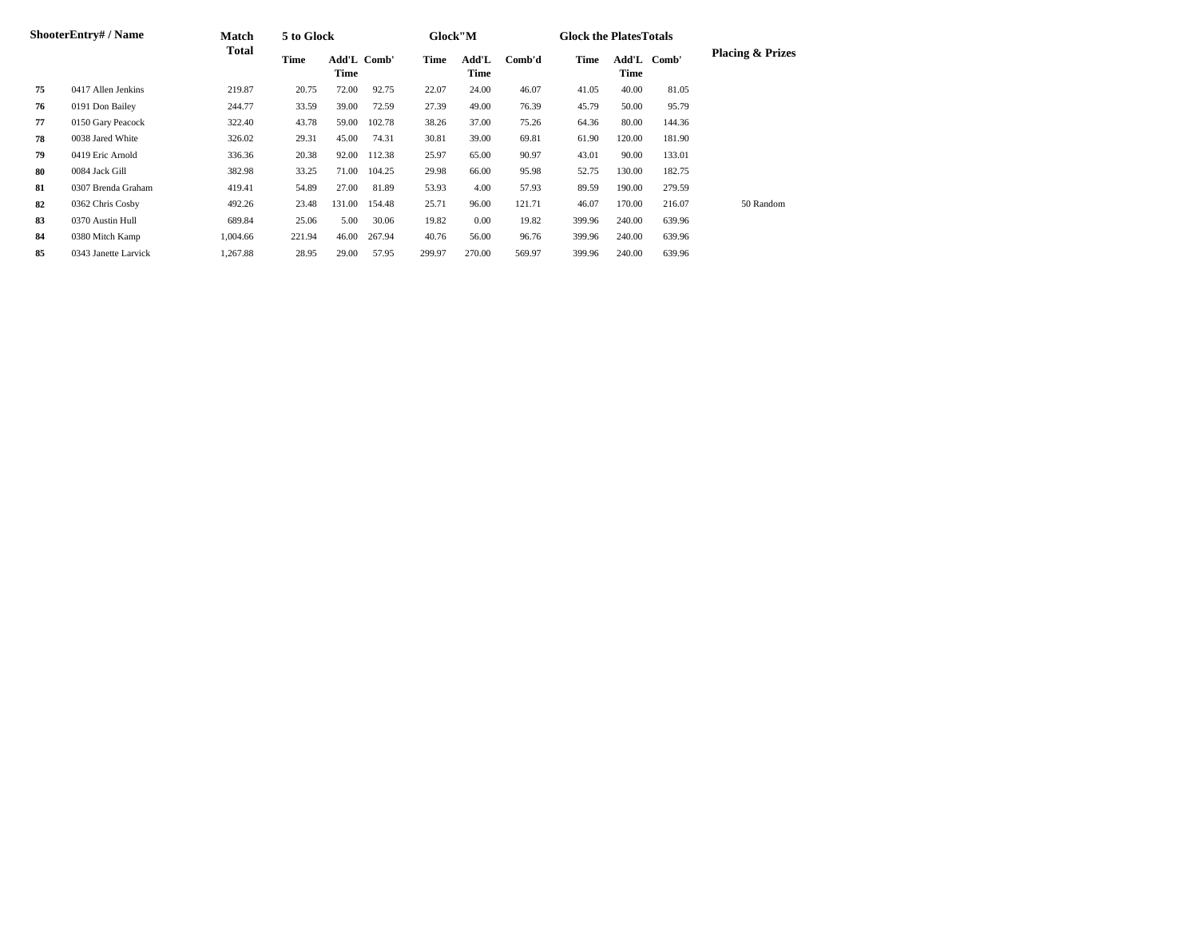| Shooter | Entry# / Name | Match Total | 5 to Glock | | | Glock"M | | | Glock the Plates | | | Placing & Prizes |
|---|---|---|---|---|---|---|---|---|---|---|---|---|
| | | | Time | Add'L Time | Comb' | Time | Add'L Time | Comb'd | Time | Add'L Time | Comb' | |
| **75** | 0417 Allen Jenkins | 219.87 | 20.75 | 72.00 | 92.75 | 22.07 | 24.00 | 46.07 | 41.05 | 40.00 | 81.05 | |
| **76** | 0191 Don Bailey | 244.77 | 33.59 | 39.00 | 72.59 | 27.39 | 49.00 | 76.39 | 45.79 | 50.00 | 95.79 | |
| **77** | 0150 Gary Peacock | 322.40 | 43.78 | 59.00 | 102.78 | 38.26 | 37.00 | 75.26 | 64.36 | 80.00 | 144.36 | |
| **78** | 0038 Jared White | 326.02 | 29.31 | 45.00 | 74.31 | 30.81 | 39.00 | 69.81 | 61.90 | 120.00 | 181.90 | |
| **79** | 0419 Eric Arnold | 336.36 | 20.38 | 92.00 | 112.38 | 25.97 | 65.00 | 90.97 | 43.01 | 90.00 | 133.01 | |
| **80** | 0084 Jack Gill | 382.98 | 33.25 | 71.00 | 104.25 | 29.98 | 66.00 | 95.98 | 52.75 | 130.00 | 182.75 | |
| **81** | 0307 Brenda Graham | 419.41 | 54.89 | 27.00 | 81.89 | 53.93 | 4.00 | 57.93 | 89.59 | 190.00 | 279.59 | |
| **82** | 0362 Chris Cosby | 492.26 | 23.48 | 131.00 | 154.48 | 25.71 | 96.00 | 121.71 | 46.07 | 170.00 | 216.07 | 50 Random |
| **83** | 0370 Austin Hull | 689.84 | 25.06 | 5.00 | 30.06 | 19.82 | 0.00 | 19.82 | 399.96 | 240.00 | 639.96 | |
| **84** | 0380 Mitch Kamp | 1,004.66 | 221.94 | 46.00 | 267.94 | 40.76 | 56.00 | 96.76 | 399.96 | 240.00 | 639.96 | |
| **85** | 0343 Janette Larvick | 1,267.88 | 28.95 | 29.00 | 57.95 | 299.97 | 270.00 | 569.97 | 399.96 | 240.00 | 639.96 | |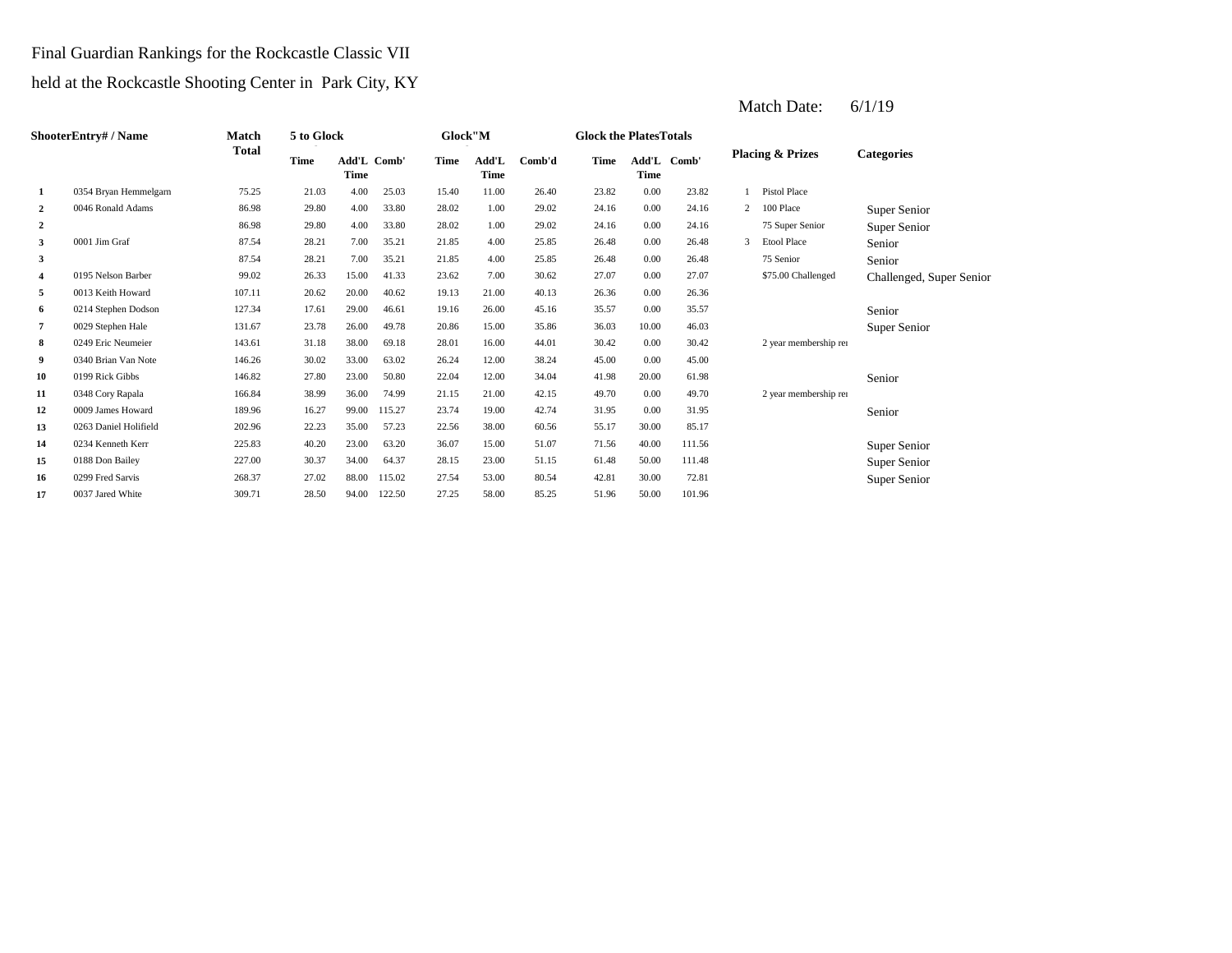Final Guardian Rankings for the Rockcastle Classic VII

held at the Rockcastle Shooting Center in Park City, KY

Match Date: 6/1/19

| Shooter | Entry# / Name | Match Total | 5 to Glock | | | Glock"M | | | Glock the Plates | | | Totals | Placing & Prizes | Categories |
|---|---|---|---|---|---|---|---|---|---|---|---|---|---|---|
| | | | Time | Add'L Time | Comb' | Time | Add'L Time | Comb'd | Time | Add'L Time | Comb' | | | |
| 1 | 0354 Bryan Hemmelgarn | 75.25 | 21.03 | 4.00 | 25.03 | 15.40 | 11.00 | 26.40 | 23.82 | 0.00 | 23.82 | 1 | Pistol Place | |
| 2 | 0046 Ronald Adams | 86.98 | 29.80 | 4.00 | 33.80 | 28.02 | 1.00 | 29.02 | 24.16 | 0.00 | 24.16 | 2 | 100 Place | Super Senior |
| 2 | | 86.98 | 29.80 | 4.00 | 33.80 | 28.02 | 1.00 | 29.02 | 24.16 | 0.00 | 24.16 | | 75 Super Senior | Super Senior |
| 3 | 0001 Jim Graf | 87.54 | 28.21 | 7.00 | 35.21 | 21.85 | 4.00 | 25.85 | 26.48 | 0.00 | 26.48 | 3 | Etool Place | Senior |
| 3 | | 87.54 | 28.21 | 7.00 | 35.21 | 21.85 | 4.00 | 25.85 | 26.48 | 0.00 | 26.48 | | 75 Senior | Senior |
| 4 | 0195 Nelson Barber | 99.02 | 26.33 | 15.00 | 41.33 | 23.62 | 7.00 | 30.62 | 27.07 | 0.00 | 27.07 | | $75.00 Challenged | Challenged, Super Senior |
| 5 | 0013 Keith Howard | 107.11 | 20.62 | 20.00 | 40.62 | 19.13 | 21.00 | 40.13 | 26.36 | 0.00 | 26.36 | | | |
| 6 | 0214 Stephen Dodson | 127.34 | 17.61 | 29.00 | 46.61 | 19.16 | 26.00 | 45.16 | 35.57 | 0.00 | 35.57 | | | Senior |
| 7 | 0029 Stephen Hale | 131.67 | 23.78 | 26.00 | 49.78 | 20.86 | 15.00 | 35.86 | 36.03 | 10.00 | 46.03 | | | Super Senior |
| 8 | 0249 Eric Neumeier | 143.61 | 31.18 | 38.00 | 69.18 | 28.01 | 16.00 | 44.01 | 30.42 | 0.00 | 30.42 | | 2 year membership re | |
| 9 | 0340 Brian Van Note | 146.26 | 30.02 | 33.00 | 63.02 | 26.24 | 12.00 | 38.24 | 45.00 | 0.00 | 45.00 | | | |
| 10 | 0199 Rick Gibbs | 146.82 | 27.80 | 23.00 | 50.80 | 22.04 | 12.00 | 34.04 | 41.98 | 20.00 | 61.98 | | | Senior |
| 11 | 0348 Cory Rapala | 166.84 | 38.99 | 36.00 | 74.99 | 21.15 | 21.00 | 42.15 | 49.70 | 0.00 | 49.70 | | 2 year membership re | |
| 12 | 0009 James Howard | 189.96 | 16.27 | 99.00 | 115.27 | 23.74 | 19.00 | 42.74 | 31.95 | 0.00 | 31.95 | | | Senior |
| 13 | 0263 Daniel Holifield | 202.96 | 22.23 | 35.00 | 57.23 | 22.56 | 38.00 | 60.56 | 55.17 | 30.00 | 85.17 | | | |
| 14 | 0234 Kenneth Kerr | 225.83 | 40.20 | 23.00 | 63.20 | 36.07 | 15.00 | 51.07 | 71.56 | 40.00 | 111.56 | | | Super Senior |
| 15 | 0188 Don Bailey | 227.00 | 30.37 | 34.00 | 64.37 | 28.15 | 23.00 | 51.15 | 61.48 | 50.00 | 111.48 | | | Super Senior |
| 16 | 0299 Fred Sarvis | 268.37 | 27.02 | 88.00 | 115.02 | 27.54 | 53.00 | 80.54 | 42.81 | 30.00 | 72.81 | | | Super Senior |
| 17 | 0037 Jared White | 309.71 | 28.50 | 94.00 | 122.50 | 27.25 | 58.00 | 85.25 | 51.96 | 50.00 | 101.96 | | | |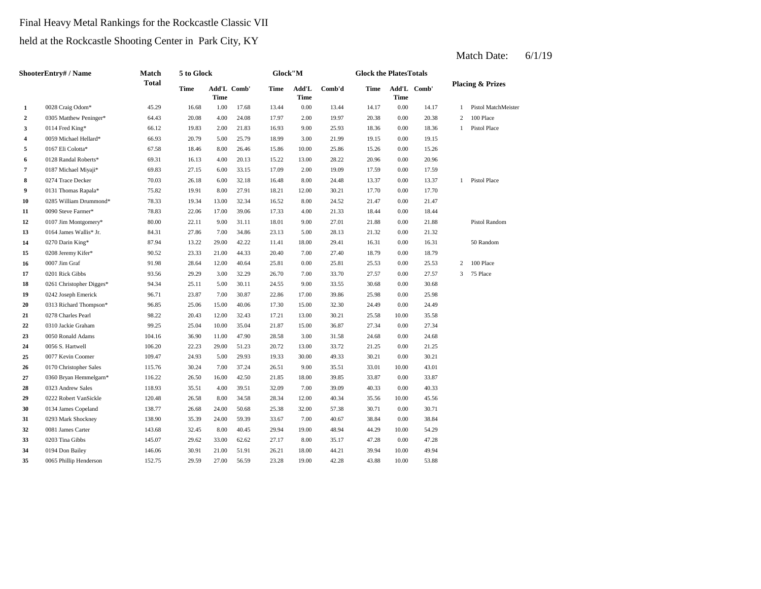Final Heavy Metal Rankings for the Rockcastle Classic VII

held at the Rockcastle Shooting Center in Park City, KY

Match Date: 6/1/19

| Shooter | Entry# / Name | Match Total | 5 to Glock | | | Glock"M | | | Glock the Plates | | | Placing & Prizes | |
|---|---|---|---|---|---|---|---|---|---|---|---|---|---|
| | | | Time | Add'L Time | Comb' | Time | Add'L Time | Comb'd | Time | Add'L Time | Comb' | | |
| 1 | 0028 Craig Odom* | 45.29 | 16.68 | 1.00 | 17.68 | 13.44 | 0.00 | 13.44 | 14.17 | 0.00 | 14.17 | 1 | Pistol MatchMeister |
| 2 | 0305 Matthew Peninger* | 64.43 | 20.08 | 4.00 | 24.08 | 17.97 | 2.00 | 19.97 | 20.38 | 0.00 | 20.38 | 2 | 100 Place |
| 3 | 0114 Fred King* | 66.12 | 19.83 | 2.00 | 21.83 | 16.93 | 9.00 | 25.93 | 18.36 | 0.00 | 18.36 | 1 | Pistol Place |
| 4 | 0059 Michael Hellard* | 66.93 | 20.79 | 5.00 | 25.79 | 18.99 | 3.00 | 21.99 | 19.15 | 0.00 | 19.15 | | |
| 5 | 0167 Eli Colotta* | 67.58 | 18.46 | 8.00 | 26.46 | 15.86 | 10.00 | 25.86 | 15.26 | 0.00 | 15.26 | | |
| 6 | 0128 Randal Roberts* | 69.31 | 16.13 | 4.00 | 20.13 | 15.22 | 13.00 | 28.22 | 20.96 | 0.00 | 20.96 | | |
| 7 | 0187 Michael Miyaji* | 69.83 | 27.15 | 6.00 | 33.15 | 17.09 | 2.00 | 19.09 | 17.59 | 0.00 | 17.59 | | |
| 8 | 0274 Trace Decker | 70.03 | 26.18 | 6.00 | 32.18 | 16.48 | 8.00 | 24.48 | 13.37 | 0.00 | 13.37 | 1 | Pistol Place |
| 9 | 0131 Thomas Rapala* | 75.82 | 19.91 | 8.00 | 27.91 | 18.21 | 12.00 | 30.21 | 17.70 | 0.00 | 17.70 | | |
| 10 | 0285 William Drummond* | 78.33 | 19.34 | 13.00 | 32.34 | 16.52 | 8.00 | 24.52 | 21.47 | 0.00 | 21.47 | | |
| 11 | 0090 Steve Farmer* | 78.83 | 22.06 | 17.00 | 39.06 | 17.33 | 4.00 | 21.33 | 18.44 | 0.00 | 18.44 | | |
| 12 | 0107 Jim Montgomery* | 80.00 | 22.11 | 9.00 | 31.11 | 18.01 | 9.00 | 27.01 | 21.88 | 0.00 | 21.88 | | Pistol Random |
| 13 | 0164 James Wallis* Jr. | 84.31 | 27.86 | 7.00 | 34.86 | 23.13 | 5.00 | 28.13 | 21.32 | 0.00 | 21.32 | | |
| 14 | 0270 Darin King* | 87.94 | 13.22 | 29.00 | 42.22 | 11.41 | 18.00 | 29.41 | 16.31 | 0.00 | 16.31 | | 50 Random |
| 15 | 0208 Jeremy Kifer* | 90.52 | 23.33 | 21.00 | 44.33 | 20.40 | 7.00 | 27.40 | 18.79 | 0.00 | 18.79 | | |
| 16 | 0007 Jim Graf | 91.98 | 28.64 | 12.00 | 40.64 | 25.81 | 0.00 | 25.81 | 25.53 | 0.00 | 25.53 | 2 | 100 Place |
| 17 | 0201 Rick Gibbs | 93.56 | 29.29 | 3.00 | 32.29 | 26.70 | 7.00 | 33.70 | 27.57 | 0.00 | 27.57 | 3 | 75 Place |
| 18 | 0261 Christopher Digges* | 94.34 | 25.11 | 5.00 | 30.11 | 24.55 | 9.00 | 33.55 | 30.68 | 0.00 | 30.68 | | |
| 19 | 0242 Joseph Emerick | 96.71 | 23.87 | 7.00 | 30.87 | 22.86 | 17.00 | 39.86 | 25.98 | 0.00 | 25.98 | | |
| 20 | 0313 Richard Thompson* | 96.85 | 25.06 | 15.00 | 40.06 | 17.30 | 15.00 | 32.30 | 24.49 | 0.00 | 24.49 | | |
| 21 | 0278 Charles Pearl | 98.22 | 20.43 | 12.00 | 32.43 | 17.21 | 13.00 | 30.21 | 25.58 | 10.00 | 35.58 | | |
| 22 | 0310 Jackie Graham | 99.25 | 25.04 | 10.00 | 35.04 | 21.87 | 15.00 | 36.87 | 27.34 | 0.00 | 27.34 | | |
| 23 | 0050 Ronald Adams | 104.16 | 36.90 | 11.00 | 47.90 | 28.58 | 3.00 | 31.58 | 24.68 | 0.00 | 24.68 | | |
| 24 | 0056 S. Hartwell | 106.20 | 22.23 | 29.00 | 51.23 | 20.72 | 13.00 | 33.72 | 21.25 | 0.00 | 21.25 | | |
| 25 | 0077 Kevin Coomer | 109.47 | 24.93 | 5.00 | 29.93 | 19.33 | 30.00 | 49.33 | 30.21 | 0.00 | 30.21 | | |
| 26 | 0170 Christopher Sales | 115.76 | 30.24 | 7.00 | 37.24 | 26.51 | 9.00 | 35.51 | 33.01 | 10.00 | 43.01 | | |
| 27 | 0360 Bryan Hemmelgarn* | 116.22 | 26.50 | 16.00 | 42.50 | 21.85 | 18.00 | 39.85 | 33.87 | 0.00 | 33.87 | | |
| 28 | 0323 Andrew Sales | 118.93 | 35.51 | 4.00 | 39.51 | 32.09 | 7.00 | 39.09 | 40.33 | 0.00 | 40.33 | | |
| 29 | 0222 Robert VanSickle | 120.48 | 26.58 | 8.00 | 34.58 | 28.34 | 12.00 | 40.34 | 35.56 | 10.00 | 45.56 | | |
| 30 | 0134 James Copeland | 138.77 | 26.68 | 24.00 | 50.68 | 25.38 | 32.00 | 57.38 | 30.71 | 0.00 | 30.71 | | |
| 31 | 0293 Mark Shockney | 138.90 | 35.39 | 24.00 | 59.39 | 33.67 | 7.00 | 40.67 | 38.84 | 0.00 | 38.84 | | |
| 32 | 0081 James Carter | 143.68 | 32.45 | 8.00 | 40.45 | 29.94 | 19.00 | 48.94 | 44.29 | 10.00 | 54.29 | | |
| 33 | 0203 Tina Gibbs | 145.07 | 29.62 | 33.00 | 62.62 | 27.17 | 8.00 | 35.17 | 47.28 | 0.00 | 47.28 | | |
| 34 | 0194 Don Bailey | 146.06 | 30.91 | 21.00 | 51.91 | 26.21 | 18.00 | 44.21 | 39.94 | 10.00 | 49.94 | | |
| 35 | 0065 Phillip Henderson | 152.75 | 29.59 | 27.00 | 56.59 | 23.28 | 19.00 | 42.28 | 43.88 | 10.00 | 53.88 | | |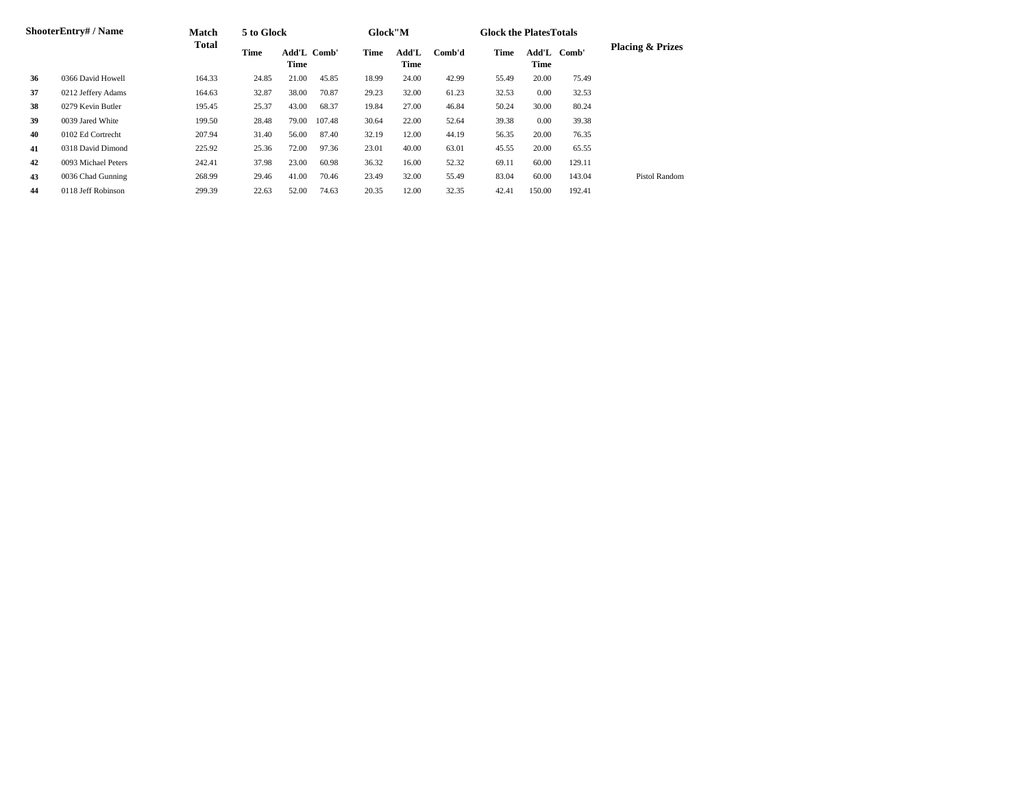| Shooter | Entry# / Name | Match Total | 5 to Glock | | | Glock"M | | | Glock the Plates | Totals | | Placing & Prizes |
|---|---|---|---|---|---|---|---|---|---|---|---|---|
| | | | Time | Add'L Time | Comb' | Time | Add'L Time | Comb'd | Time | Add'L Time | Comb' | |
| 36 | 0366 David Howell | 164.33 | 24.85 | 21.00 | 45.85 | 18.99 | 24.00 | 42.99 | 55.49 | 20.00 | 75.49 | |
| 37 | 0212 Jeffery Adams | 164.63 | 32.87 | 38.00 | 70.87 | 29.23 | 32.00 | 61.23 | 32.53 | 0.00 | 32.53 | |
| 38 | 0279 Kevin Butler | 195.45 | 25.37 | 43.00 | 68.37 | 19.84 | 27.00 | 46.84 | 50.24 | 30.00 | 80.24 | |
| 39 | 0039 Jared White | 199.50 | 28.48 | 79.00 | 107.48 | 30.64 | 22.00 | 52.64 | 39.38 | 0.00 | 39.38 | |
| 40 | 0102 Ed Cortrecht | 207.94 | 31.40 | 56.00 | 87.40 | 32.19 | 12.00 | 44.19 | 56.35 | 20.00 | 76.35 | |
| 41 | 0318 David Dimond | 225.92 | 25.36 | 72.00 | 97.36 | 23.01 | 40.00 | 63.01 | 45.55 | 20.00 | 65.55 | |
| 42 | 0093 Michael Peters | 242.41 | 37.98 | 23.00 | 60.98 | 36.32 | 16.00 | 52.32 | 69.11 | 60.00 | 129.11 | |
| 43 | 0036 Chad Gunning | 268.99 | 29.46 | 41.00 | 70.46 | 23.49 | 32.00 | 55.49 | 83.04 | 60.00 | 143.04 | Pistol Random |
| 44 | 0118 Jeff Robinson | 299.39 | 22.63 | 52.00 | 74.63 | 20.35 | 12.00 | 32.35 | 42.41 | 150.00 | 192.41 | |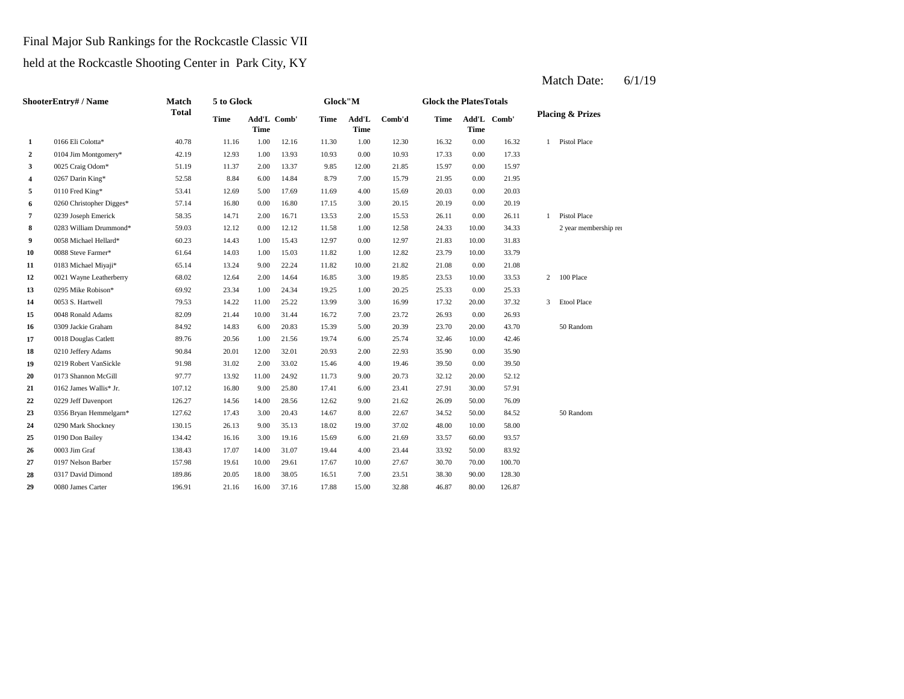Final Major Sub Rankings for the Rockcastle Classic VII

held at the Rockcastle Shooting Center in Park City, KY

Match Date: 6/1/19

| Shooter | Entry# / Name | Match Total | 5 to Glock | | | Glock"M | | | Glock the Plates | | | Placing & Prizes | |
|---|---|---|---|---|---|---|---|---|---|---|---|---|---|
| | | | Time | Add'L Time | Comb' | Time | Add'L Time | Comb'd | Time | Add'L Time | Comb' | | |
| 1 | 0166 Eli Colotta* | 40.78 | 11.16 | 1.00 | 12.16 | 11.30 | 1.00 | 12.30 | 16.32 | 0.00 | 16.32 | 1 | Pistol Place |
| 2 | 0104 Jim Montgomery* | 42.19 | 12.93 | 1.00 | 13.93 | 10.93 | 0.00 | 10.93 | 17.33 | 0.00 | 17.33 | | |
| 3 | 0025 Craig Odom* | 51.19 | 11.37 | 2.00 | 13.37 | 9.85 | 12.00 | 21.85 | 15.97 | 0.00 | 15.97 | | |
| 4 | 0267 Darin King* | 52.58 | 8.84 | 6.00 | 14.84 | 8.79 | 7.00 | 15.79 | 21.95 | 0.00 | 21.95 | | |
| 5 | 0110 Fred King* | 53.41 | 12.69 | 5.00 | 17.69 | 11.69 | 4.00 | 15.69 | 20.03 | 0.00 | 20.03 | | |
| 6 | 0260 Christopher Digges* | 57.14 | 16.80 | 0.00 | 16.80 | 17.15 | 3.00 | 20.15 | 20.19 | 0.00 | 20.19 | | |
| 7 | 0239 Joseph Emerick | 58.35 | 14.71 | 2.00 | 16.71 | 13.53 | 2.00 | 15.53 | 26.11 | 0.00 | 26.11 | 1 | Pistol Place |
| 8 | 0283 William Drummond* | 59.03 | 12.12 | 0.00 | 12.12 | 11.58 | 1.00 | 12.58 | 24.33 | 10.00 | 34.33 | | 2 year membership re |
| 9 | 0058 Michael Hellard* | 60.23 | 14.43 | 1.00 | 15.43 | 12.97 | 0.00 | 12.97 | 21.83 | 10.00 | 31.83 | | |
| 10 | 0088 Steve Farmer* | 61.64 | 14.03 | 1.00 | 15.03 | 11.82 | 1.00 | 12.82 | 23.79 | 10.00 | 33.79 | | |
| 11 | 0183 Michael Miyaji* | 65.14 | 13.24 | 9.00 | 22.24 | 11.82 | 10.00 | 21.82 | 21.08 | 0.00 | 21.08 | | |
| 12 | 0021 Wayne Leatherberry | 68.02 | 12.64 | 2.00 | 14.64 | 16.85 | 3.00 | 19.85 | 23.53 | 10.00 | 33.53 | 2 | 100 Place |
| 13 | 0295 Mike Robison* | 69.92 | 23.34 | 1.00 | 24.34 | 19.25 | 1.00 | 20.25 | 25.33 | 0.00 | 25.33 | | |
| 14 | 0053 S. Hartwell | 79.53 | 14.22 | 11.00 | 25.22 | 13.99 | 3.00 | 16.99 | 17.32 | 20.00 | 37.32 | 3 | Etool Place |
| 15 | 0048 Ronald Adams | 82.09 | 21.44 | 10.00 | 31.44 | 16.72 | 7.00 | 23.72 | 26.93 | 0.00 | 26.93 | | |
| 16 | 0309 Jackie Graham | 84.92 | 14.83 | 6.00 | 20.83 | 15.39 | 5.00 | 20.39 | 23.70 | 20.00 | 43.70 | | 50 Random |
| 17 | 0018 Douglas Catlett | 89.76 | 20.56 | 1.00 | 21.56 | 19.74 | 6.00 | 25.74 | 32.46 | 10.00 | 42.46 | | |
| 18 | 0210 Jeffery Adams | 90.84 | 20.01 | 12.00 | 32.01 | 20.93 | 2.00 | 22.93 | 35.90 | 0.00 | 35.90 | | |
| 19 | 0219 Robert VanSickle | 91.98 | 31.02 | 2.00 | 33.02 | 15.46 | 4.00 | 19.46 | 39.50 | 0.00 | 39.50 | | |
| 20 | 0173 Shannon McGill | 97.77 | 13.92 | 11.00 | 24.92 | 11.73 | 9.00 | 20.73 | 32.12 | 20.00 | 52.12 | | |
| 21 | 0162 James Wallis* Jr. | 107.12 | 16.80 | 9.00 | 25.80 | 17.41 | 6.00 | 23.41 | 27.91 | 30.00 | 57.91 | | |
| 22 | 0229 Jeff Davenport | 126.27 | 14.56 | 14.00 | 28.56 | 12.62 | 9.00 | 21.62 | 26.09 | 50.00 | 76.09 | | |
| 23 | 0356 Bryan Hemmelgarn* | 127.62 | 17.43 | 3.00 | 20.43 | 14.67 | 8.00 | 22.67 | 34.52 | 50.00 | 84.52 | | 50 Random |
| 24 | 0290 Mark Shockney | 130.15 | 26.13 | 9.00 | 35.13 | 18.02 | 19.00 | 37.02 | 48.00 | 10.00 | 58.00 | | |
| 25 | 0190 Don Bailey | 134.42 | 16.16 | 3.00 | 19.16 | 15.69 | 6.00 | 21.69 | 33.57 | 60.00 | 93.57 | | |
| 26 | 0003 Jim Graf | 138.43 | 17.07 | 14.00 | 31.07 | 19.44 | 4.00 | 23.44 | 33.92 | 50.00 | 83.92 | | |
| 27 | 0197 Nelson Barber | 157.98 | 19.61 | 10.00 | 29.61 | 17.67 | 10.00 | 27.67 | 30.70 | 70.00 | 100.70 | | |
| 28 | 0317 David Dimond | 189.86 | 20.05 | 18.00 | 38.05 | 16.51 | 7.00 | 23.51 | 38.30 | 90.00 | 128.30 | | |
| 29 | 0080 James Carter | 196.91 | 21.16 | 16.00 | 37.16 | 17.88 | 15.00 | 32.88 | 46.87 | 80.00 | 126.87 | | |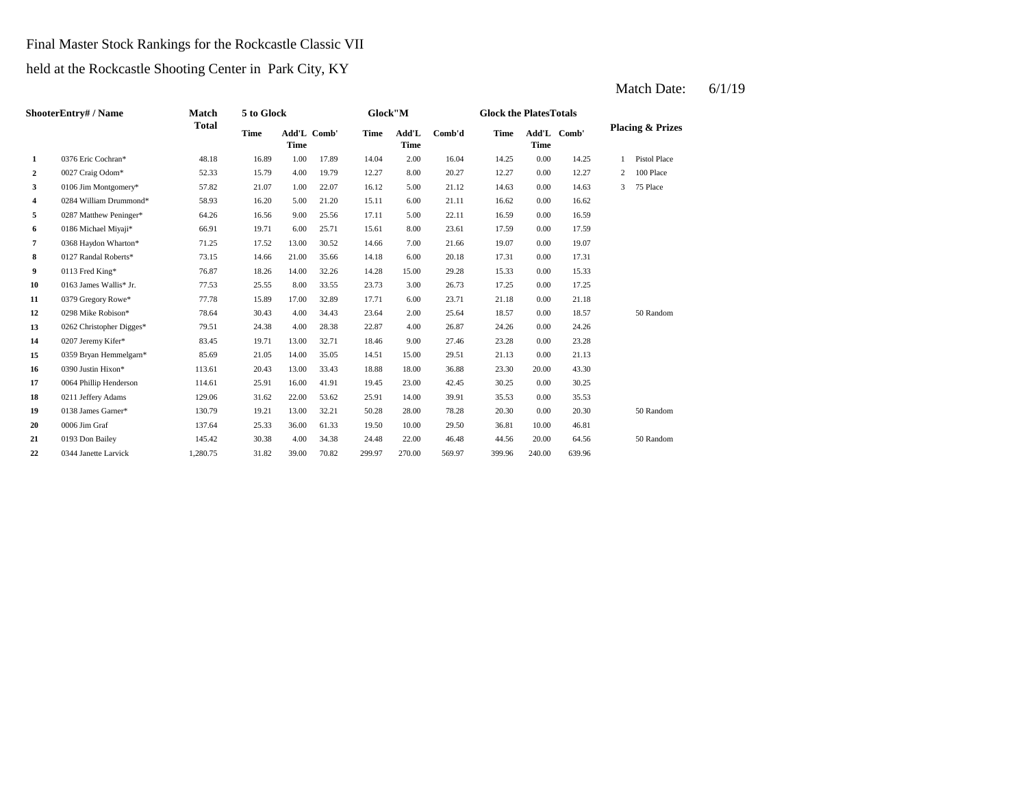Final Master Stock Rankings for the Rockcastle Classic VII

held at the Rockcastle Shooting Center in Park City, KY

Match Date: 6/1/19

| Shooter | Entry# / Name | Match Total | 5 to Glock | | | Glock"M | | | Glock the Plates | | | Placing & Prizes | |
|---|---|---|---|---|---|---|---|---|---|---|---|---|---|
| | | | Time | Add'L Time | Comb' | Time | Add'L Time | Comb'd | Time | Add'L Time | Comb' | | |
| 1 | 0376 Eric Cochran* | 48.18 | 16.89 | 1.00 | 17.89 | 14.04 | 2.00 | 16.04 | 14.25 | 0.00 | 14.25 | 1 | Pistol Place |
| 2 | 0027 Craig Odom* | 52.33 | 15.79 | 4.00 | 19.79 | 12.27 | 8.00 | 20.27 | 12.27 | 0.00 | 12.27 | 2 | 100 Place |
| 3 | 0106 Jim Montgomery* | 57.82 | 21.07 | 1.00 | 22.07 | 16.12 | 5.00 | 21.12 | 14.63 | 0.00 | 14.63 | 3 | 75 Place |
| 4 | 0284 William Drummond* | 58.93 | 16.20 | 5.00 | 21.20 | 15.11 | 6.00 | 21.11 | 16.62 | 0.00 | 16.62 | | |
| 5 | 0287 Matthew Peninger* | 64.26 | 16.56 | 9.00 | 25.56 | 17.11 | 5.00 | 22.11 | 16.59 | 0.00 | 16.59 | | |
| 6 | 0186 Michael Miyaji* | 66.91 | 19.71 | 6.00 | 25.71 | 15.61 | 8.00 | 23.61 | 17.59 | 0.00 | 17.59 | | |
| 7 | 0368 Haydon Wharton* | 71.25 | 17.52 | 13.00 | 30.52 | 14.66 | 7.00 | 21.66 | 19.07 | 0.00 | 19.07 | | |
| 8 | 0127 Randal Roberts* | 73.15 | 14.66 | 21.00 | 35.66 | 14.18 | 6.00 | 20.18 | 17.31 | 0.00 | 17.31 | | |
| 9 | 0113 Fred King* | 76.87 | 18.26 | 14.00 | 32.26 | 14.28 | 15.00 | 29.28 | 15.33 | 0.00 | 15.33 | | |
| 10 | 0163 James Wallis* Jr. | 77.53 | 25.55 | 8.00 | 33.55 | 23.73 | 3.00 | 26.73 | 17.25 | 0.00 | 17.25 | | |
| 11 | 0379 Gregory Rowe* | 77.78 | 15.89 | 17.00 | 32.89 | 17.71 | 6.00 | 23.71 | 21.18 | 0.00 | 21.18 | | |
| 12 | 0298 Mike Robison* | 78.64 | 30.43 | 4.00 | 34.43 | 23.64 | 2.00 | 25.64 | 18.57 | 0.00 | 18.57 | | 50 Random |
| 13 | 0262 Christopher Digges* | 79.51 | 24.38 | 4.00 | 28.38 | 22.87 | 4.00 | 26.87 | 24.26 | 0.00 | 24.26 | | |
| 14 | 0207 Jeremy Kifer* | 83.45 | 19.71 | 13.00 | 32.71 | 18.46 | 9.00 | 27.46 | 23.28 | 0.00 | 23.28 | | |
| 15 | 0359 Bryan Hemmelgarn* | 85.69 | 21.05 | 14.00 | 35.05 | 14.51 | 15.00 | 29.51 | 21.13 | 0.00 | 21.13 | | |
| 16 | 0390 Justin Hixon* | 113.61 | 20.43 | 13.00 | 33.43 | 18.88 | 18.00 | 36.88 | 23.30 | 20.00 | 43.30 | | |
| 17 | 0064 Phillip Henderson | 114.61 | 25.91 | 16.00 | 41.91 | 19.45 | 23.00 | 42.45 | 30.25 | 0.00 | 30.25 | | |
| 18 | 0211 Jeffery Adams | 129.06 | 31.62 | 22.00 | 53.62 | 25.91 | 14.00 | 39.91 | 35.53 | 0.00 | 35.53 | | |
| 19 | 0138 James Garner* | 130.79 | 19.21 | 13.00 | 32.21 | 50.28 | 28.00 | 78.28 | 20.30 | 0.00 | 20.30 | | 50 Random |
| 20 | 0006 Jim Graf | 137.64 | 25.33 | 36.00 | 61.33 | 19.50 | 10.00 | 29.50 | 36.81 | 10.00 | 46.81 | | |
| 21 | 0193 Don Bailey | 145.42 | 30.38 | 4.00 | 34.38 | 24.48 | 22.00 | 46.48 | 44.56 | 20.00 | 64.56 | | 50 Random |
| 22 | 0344 Janette Larvick | 1,280.75 | 31.82 | 39.00 | 70.82 | 299.97 | 270.00 | 569.97 | 399.96 | 240.00 | 639.96 | | |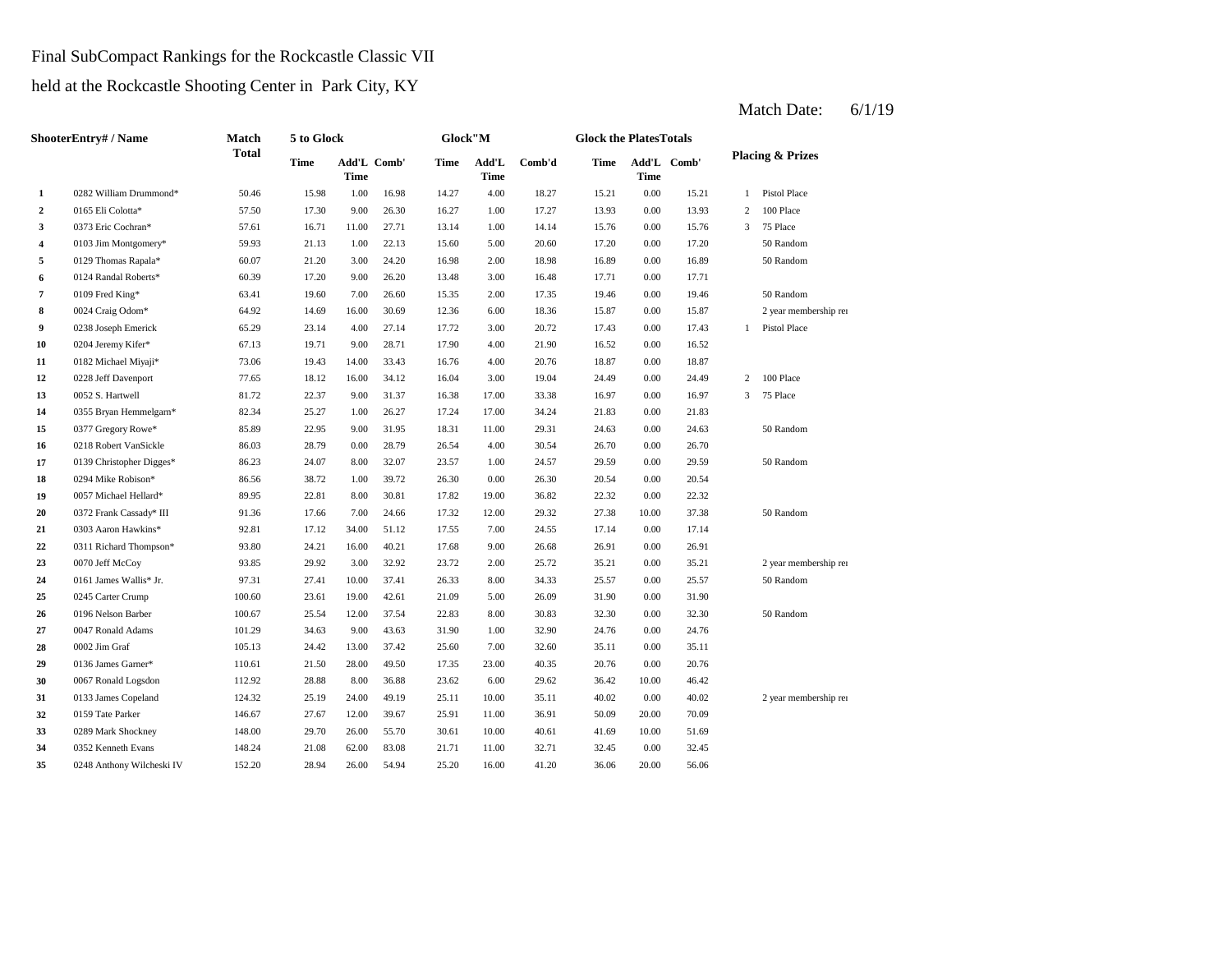Final SubCompact Rankings for the Rockcastle Classic VII

held at the Rockcastle Shooting Center in Park City, KY

Match Date: 6/1/19

| ShooterEntry# / Name | | Match Total | 5 to Glock | | | Glock"M | | | Glock the Plates | | Totals | Placing & Prizes | |
|---|---|---|---|---|---|---|---|---|---|---|---|---|---|
| | | | Time | Add'L Time | Comb' | Time | Add'L Time | Comb'd | Time | Add'L Time | Comb' | | |
| 1 | 0282 William Drummond* | 50.46 | 15.98 | 1.00 | 16.98 | 14.27 | 4.00 | 18.27 | 15.21 | 0.00 | 15.21 | 1 | Pistol Place |
| 2 | 0165 Eli Colotta* | 57.50 | 17.30 | 9.00 | 26.30 | 16.27 | 1.00 | 17.27 | 13.93 | 0.00 | 13.93 | 2 | 100 Place |
| 3 | 0373 Eric Cochran* | 57.61 | 16.71 | 11.00 | 27.71 | 13.14 | 1.00 | 14.14 | 15.76 | 0.00 | 15.76 | 3 | 75 Place |
| 4 | 0103 Jim Montgomery* | 59.93 | 21.13 | 1.00 | 22.13 | 15.60 | 5.00 | 20.60 | 17.20 | 0.00 | 17.20 | | 50 Random |
| 5 | 0129 Thomas Rapala* | 60.07 | 21.20 | 3.00 | 24.20 | 16.98 | 2.00 | 18.98 | 16.89 | 0.00 | 16.89 | | 50 Random |
| 6 | 0124 Randal Roberts* | 60.39 | 17.20 | 9.00 | 26.20 | 13.48 | 3.00 | 16.48 | 17.71 | 0.00 | 17.71 | | |
| 7 | 0109 Fred King* | 63.41 | 19.60 | 7.00 | 26.60 | 15.35 | 2.00 | 17.35 | 19.46 | 0.00 | 19.46 | | 50 Random |
| 8 | 0024 Craig Odom* | 64.92 | 14.69 | 16.00 | 30.69 | 12.36 | 6.00 | 18.36 | 15.87 | 0.00 | 15.87 | | 2 year membership re |
| 9 | 0238 Joseph Emerick | 65.29 | 23.14 | 4.00 | 27.14 | 17.72 | 3.00 | 20.72 | 17.43 | 0.00 | 17.43 | 1 | Pistol Place |
| 10 | 0204 Jeremy Kifer* | 67.13 | 19.71 | 9.00 | 28.71 | 17.90 | 4.00 | 21.90 | 16.52 | 0.00 | 16.52 | | |
| 11 | 0182 Michael Miyaji* | 73.06 | 19.43 | 14.00 | 33.43 | 16.76 | 4.00 | 20.76 | 18.87 | 0.00 | 18.87 | | |
| 12 | 0228 Jeff Davenport | 77.65 | 18.12 | 16.00 | 34.12 | 16.04 | 3.00 | 19.04 | 24.49 | 0.00 | 24.49 | 2 | 100 Place |
| 13 | 0052 S. Hartwell | 81.72 | 22.37 | 9.00 | 31.37 | 16.38 | 17.00 | 33.38 | 16.97 | 0.00 | 16.97 | 3 | 75 Place |
| 14 | 0355 Bryan Hemmelgarn* | 82.34 | 25.27 | 1.00 | 26.27 | 17.24 | 17.00 | 34.24 | 21.83 | 0.00 | 21.83 | | |
| 15 | 0377 Gregory Rowe* | 85.89 | 22.95 | 9.00 | 31.95 | 18.31 | 11.00 | 29.31 | 24.63 | 0.00 | 24.63 | | 50 Random |
| 16 | 0218 Robert VanSickle | 86.03 | 28.79 | 0.00 | 28.79 | 26.54 | 4.00 | 30.54 | 26.70 | 0.00 | 26.70 | | |
| 17 | 0139 Christopher Digges* | 86.23 | 24.07 | 8.00 | 32.07 | 23.57 | 1.00 | 24.57 | 29.59 | 0.00 | 29.59 | | 50 Random |
| 18 | 0294 Mike Robison* | 86.56 | 38.72 | 1.00 | 39.72 | 26.30 | 0.00 | 26.30 | 20.54 | 0.00 | 20.54 | | |
| 19 | 0057 Michael Hellard* | 89.95 | 22.81 | 8.00 | 30.81 | 17.82 | 19.00 | 36.82 | 22.32 | 0.00 | 22.32 | | |
| 20 | 0372 Frank Cassady* III | 91.36 | 17.66 | 7.00 | 24.66 | 17.32 | 12.00 | 29.32 | 27.38 | 10.00 | 37.38 | | 50 Random |
| 21 | 0303 Aaron Hawkins* | 92.81 | 17.12 | 34.00 | 51.12 | 17.55 | 7.00 | 24.55 | 17.14 | 0.00 | 17.14 | | |
| 22 | 0311 Richard Thompson* | 93.80 | 24.21 | 16.00 | 40.21 | 17.68 | 9.00 | 26.68 | 26.91 | 0.00 | 26.91 | | |
| 23 | 0070 Jeff McCoy | 93.85 | 29.92 | 3.00 | 32.92 | 23.72 | 2.00 | 25.72 | 35.21 | 0.00 | 35.21 | | 2 year membership re |
| 24 | 0161 James Wallis* Jr. | 97.31 | 27.41 | 10.00 | 37.41 | 26.33 | 8.00 | 34.33 | 25.57 | 0.00 | 25.57 | | 50 Random |
| 25 | 0245 Carter Crump | 100.60 | 23.61 | 19.00 | 42.61 | 21.09 | 5.00 | 26.09 | 31.90 | 0.00 | 31.90 | | |
| 26 | 0196 Nelson Barber | 100.67 | 25.54 | 12.00 | 37.54 | 22.83 | 8.00 | 30.83 | 32.30 | 0.00 | 32.30 | | 50 Random |
| 27 | 0047 Ronald Adams | 101.29 | 34.63 | 9.00 | 43.63 | 31.90 | 1.00 | 32.90 | 24.76 | 0.00 | 24.76 | | |
| 28 | 0002 Jim Graf | 105.13 | 24.42 | 13.00 | 37.42 | 25.60 | 7.00 | 32.60 | 35.11 | 0.00 | 35.11 | | |
| 29 | 0136 James Garner* | 110.61 | 21.50 | 28.00 | 49.50 | 17.35 | 23.00 | 40.35 | 20.76 | 0.00 | 20.76 | | |
| 30 | 0067 Ronald Logsdon | 112.92 | 28.88 | 8.00 | 36.88 | 23.62 | 6.00 | 29.62 | 36.42 | 10.00 | 46.42 | | |
| 31 | 0133 James Copeland | 124.32 | 25.19 | 24.00 | 49.19 | 25.11 | 10.00 | 35.11 | 40.02 | 0.00 | 40.02 | | 2 year membership re |
| 32 | 0159 Tate Parker | 146.67 | 27.67 | 12.00 | 39.67 | 25.91 | 11.00 | 36.91 | 50.09 | 20.00 | 70.09 | | |
| 33 | 0289 Mark Shockney | 148.00 | 29.70 | 26.00 | 55.70 | 30.61 | 10.00 | 40.61 | 41.69 | 10.00 | 51.69 | | |
| 34 | 0352 Kenneth Evans | 148.24 | 21.08 | 62.00 | 83.08 | 21.71 | 11.00 | 32.71 | 32.45 | 0.00 | 32.45 | | |
| 35 | 0248 Anthony Wilcheski IV | 152.20 | 28.94 | 26.00 | 54.94 | 25.20 | 16.00 | 41.20 | 36.06 | 20.00 | 56.06 | | |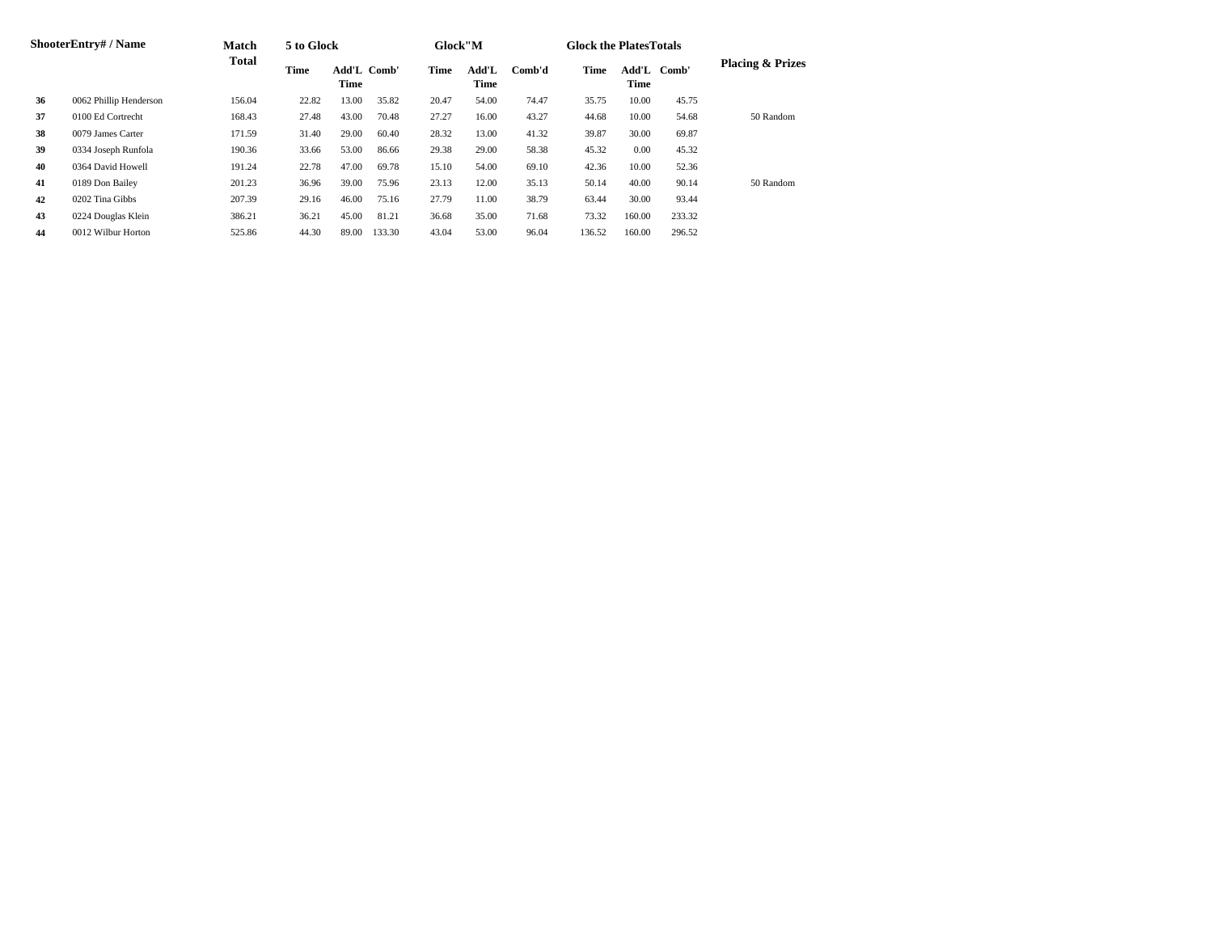| Shooter | Entry# / Name | Match Total | 5 to Glock | | | Glock"M | | | Glock the Plates | Totals | | Placing & Prizes |
|---|---|---|---|---|---|---|---|---|---|---|---|---|
| | | | Time | Add'L Time | Comb' | Time | Add'L Time | Comb'd | Time | Add'L Time | Comb' | |
| **36** | 0062 Phillip Henderson | 156.04 | 22.82 | 13.00 | 35.82 | 20.47 | 54.00 | 74.47 | 35.75 | 10.00 | 45.75 | |
| **37** | 0100 Ed Cortrecht | 168.43 | 27.48 | 43.00 | 70.48 | 27.27 | 16.00 | 43.27 | 44.68 | 10.00 | 54.68 | 50 Random |
| **38** | 0079 James Carter | 171.59 | 31.40 | 29.00 | 60.40 | 28.32 | 13.00 | 41.32 | 39.87 | 30.00 | 69.87 | |
| **39** | 0334 Joseph Runfola | 190.36 | 33.66 | 53.00 | 86.66 | 29.38 | 29.00 | 58.38 | 45.32 | 0.00 | 45.32 | |
| **40** | 0364 David Howell | 191.24 | 22.78 | 47.00 | 69.78 | 15.10 | 54.00 | 69.10 | 42.36 | 10.00 | 52.36 | |
| **41** | 0189 Don Bailey | 201.23 | 36.96 | 39.00 | 75.96 | 23.13 | 12.00 | 35.13 | 50.14 | 40.00 | 90.14 | 50 Random |
| **42** | 0202 Tina Gibbs | 207.39 | 29.16 | 46.00 | 75.16 | 27.79 | 11.00 | 38.79 | 63.44 | 30.00 | 93.44 | |
| **43** | 0224 Douglas Klein | 386.21 | 36.21 | 45.00 | 81.21 | 36.68 | 35.00 | 71.68 | 73.32 | 160.00 | 233.32 | |
| **44** | 0012 Wilbur Horton | 525.86 | 44.30 | 89.00 | 133.30 | 43.04 | 53.00 | 96.04 | 136.52 | 160.00 | 296.52 | |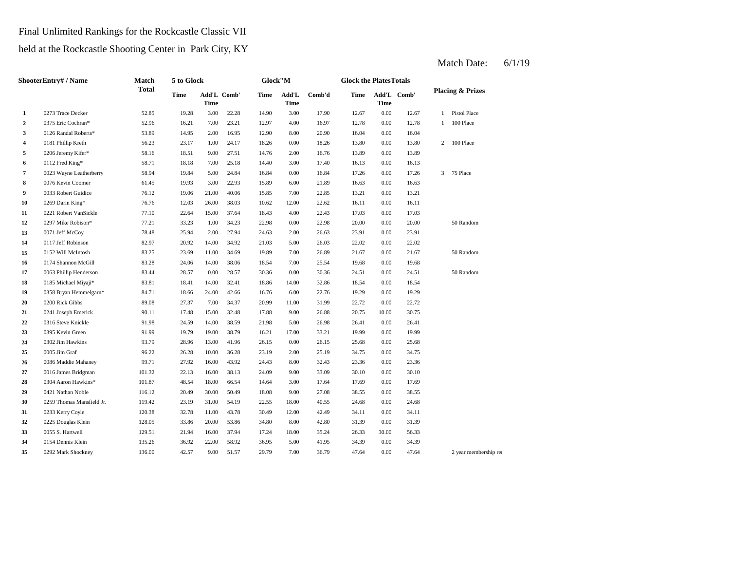Final Unlimited Rankings for the Rockcastle Classic VII

held at the Rockcastle Shooting Center in Park City, KY

Match Date: 6/1/19

| | ShooterEntry# / Name | Match Total | 5 to Glock | | | Glock"M | | | Glock the Plates | Totals | | Placing & Prizes | |
|---|---|---|---|---|---|---|---|---|---|---|---|---|---|
| | | | Time | Add'L Time | Comb' | Time | Add'L Time | Comb'd | Time | Add'L Time | Comb' | | |
| 1 | 0273 Trace Decker | 52.85 | 19.28 | 3.00 | 22.28 | 14.90 | 3.00 | 17.90 | 12.67 | 0.00 | 12.67 | 1 | Pistol Place |
| 2 | 0375 Eric Cochran* | 52.96 | 16.21 | 7.00 | 23.21 | 12.97 | 4.00 | 16.97 | 12.78 | 0.00 | 12.78 | 1 | 100 Place |
| 3 | 0126 Randal Roberts* | 53.89 | 14.95 | 2.00 | 16.95 | 12.90 | 8.00 | 20.90 | 16.04 | 0.00 | 16.04 | | |
| 4 | 0181 Phillip Kreth | 56.23 | 23.17 | 1.00 | 24.17 | 18.26 | 0.00 | 18.26 | 13.80 | 0.00 | 13.80 | 2 | 100 Place |
| 5 | 0206 Jeremy Kifer* | 58.16 | 18.51 | 9.00 | 27.51 | 14.76 | 2.00 | 16.76 | 13.89 | 0.00 | 13.89 | | |
| 6 | 0112 Fred King* | 58.71 | 18.18 | 7.00 | 25.18 | 14.40 | 3.00 | 17.40 | 16.13 | 0.00 | 16.13 | | |
| 7 | 0023 Wayne Leatherberry | 58.94 | 19.84 | 5.00 | 24.84 | 16.84 | 0.00 | 16.84 | 17.26 | 0.00 | 17.26 | 3 | 75 Place |
| 8 | 0076 Kevin Coomer | 61.45 | 19.93 | 3.00 | 22.93 | 15.89 | 6.00 | 21.89 | 16.63 | 0.00 | 16.63 | | |
| 9 | 0033 Robert Guidice | 76.12 | 19.06 | 21.00 | 40.06 | 15.85 | 7.00 | 22.85 | 13.21 | 0.00 | 13.21 | | |
| 10 | 0269 Darin King* | 76.76 | 12.03 | 26.00 | 38.03 | 10.62 | 12.00 | 22.62 | 16.11 | 0.00 | 16.11 | | |
| 11 | 0221 Robert VanSickle | 77.10 | 22.64 | 15.00 | 37.64 | 18.43 | 4.00 | 22.43 | 17.03 | 0.00 | 17.03 | | |
| 12 | 0297 Mike Robison* | 77.21 | 33.23 | 1.00 | 34.23 | 22.98 | 0.00 | 22.98 | 20.00 | 0.00 | 20.00 | | 50 Random |
| 13 | 0071 Jeff McCoy | 78.48 | 25.94 | 2.00 | 27.94 | 24.63 | 2.00 | 26.63 | 23.91 | 0.00 | 23.91 | | |
| 14 | 0117 Jeff Robinson | 82.97 | 20.92 | 14.00 | 34.92 | 21.03 | 5.00 | 26.03 | 22.02 | 0.00 | 22.02 | | |
| 15 | 0152 Will McIntosh | 83.25 | 23.69 | 11.00 | 34.69 | 19.89 | 7.00 | 26.89 | 21.67 | 0.00 | 21.67 | | 50 Random |
| 16 | 0174 Shannon McGill | 83.28 | 24.06 | 14.00 | 38.06 | 18.54 | 7.00 | 25.54 | 19.68 | 0.00 | 19.68 | | |
| 17 | 0063 Phillip Henderson | 83.44 | 28.57 | 0.00 | 28.57 | 30.36 | 0.00 | 30.36 | 24.51 | 0.00 | 24.51 | | 50 Random |
| 18 | 0185 Michael Miyaji* | 83.81 | 18.41 | 14.00 | 32.41 | 18.86 | 14.00 | 32.86 | 18.54 | 0.00 | 18.54 | | |
| 19 | 0358 Bryan Hemmelgarn* | 84.71 | 18.66 | 24.00 | 42.66 | 16.76 | 6.00 | 22.76 | 19.29 | 0.00 | 19.29 | | |
| 20 | 0200 Rick Gibbs | 89.08 | 27.37 | 7.00 | 34.37 | 20.99 | 11.00 | 31.99 | 22.72 | 0.00 | 22.72 | | |
| 21 | 0241 Joseph Emerick | 90.11 | 17.48 | 15.00 | 32.48 | 17.88 | 9.00 | 26.88 | 20.75 | 10.00 | 30.75 | | |
| 22 | 0316 Steve Knickle | 91.98 | 24.59 | 14.00 | 38.59 | 21.98 | 5.00 | 26.98 | 26.41 | 0.00 | 26.41 | | |
| 23 | 0395 Kevin Green | 91.99 | 19.79 | 19.00 | 38.79 | 16.21 | 17.00 | 33.21 | 19.99 | 0.00 | 19.99 | | |
| 24 | 0302 Jim Hawkins | 93.79 | 28.96 | 13.00 | 41.96 | 26.15 | 0.00 | 26.15 | 25.68 | 0.00 | 25.68 | | |
| 25 | 0005 Jim Graf | 96.22 | 26.28 | 10.00 | 36.28 | 23.19 | 2.00 | 25.19 | 34.75 | 0.00 | 34.75 | | |
| 26 | 0086 Maddie Mahaney | 99.71 | 27.92 | 16.00 | 43.92 | 24.43 | 8.00 | 32.43 | 23.36 | 0.00 | 23.36 | | |
| 27 | 0016 James Bridgman | 101.32 | 22.13 | 16.00 | 38.13 | 24.09 | 9.00 | 33.09 | 30.10 | 0.00 | 30.10 | | |
| 28 | 0304 Aaron Hawkins* | 101.87 | 48.54 | 18.00 | 66.54 | 14.64 | 3.00 | 17.64 | 17.69 | 0.00 | 17.69 | | |
| 29 | 0421 Nathan Noble | 116.12 | 20.49 | 30.00 | 50.49 | 18.08 | 9.00 | 27.08 | 38.55 | 0.00 | 38.55 | | |
| 30 | 0259 Thomas Mansfield Jr. | 119.42 | 23.19 | 31.00 | 54.19 | 22.55 | 18.00 | 40.55 | 24.68 | 0.00 | 24.68 | | |
| 31 | 0233 Kerry Coyle | 120.38 | 32.78 | 11.00 | 43.78 | 30.49 | 12.00 | 42.49 | 34.11 | 0.00 | 34.11 | | |
| 32 | 0225 Douglas Klein | 128.05 | 33.86 | 20.00 | 53.86 | 34.80 | 8.00 | 42.80 | 31.39 | 0.00 | 31.39 | | |
| 33 | 0055 S. Hartwell | 129.51 | 21.94 | 16.00 | 37.94 | 17.24 | 18.00 | 35.24 | 26.33 | 30.00 | 56.33 | | |
| 34 | 0154 Dennis Klein | 135.26 | 36.92 | 22.00 | 58.92 | 36.95 | 5.00 | 41.95 | 34.39 | 0.00 | 34.39 | | |
| 35 | 0292 Mark Shockney | 136.00 | 42.57 | 9.00 | 51.57 | 29.79 | 7.00 | 36.79 | 47.64 | 0.00 | 47.64 | | 2 year membership re |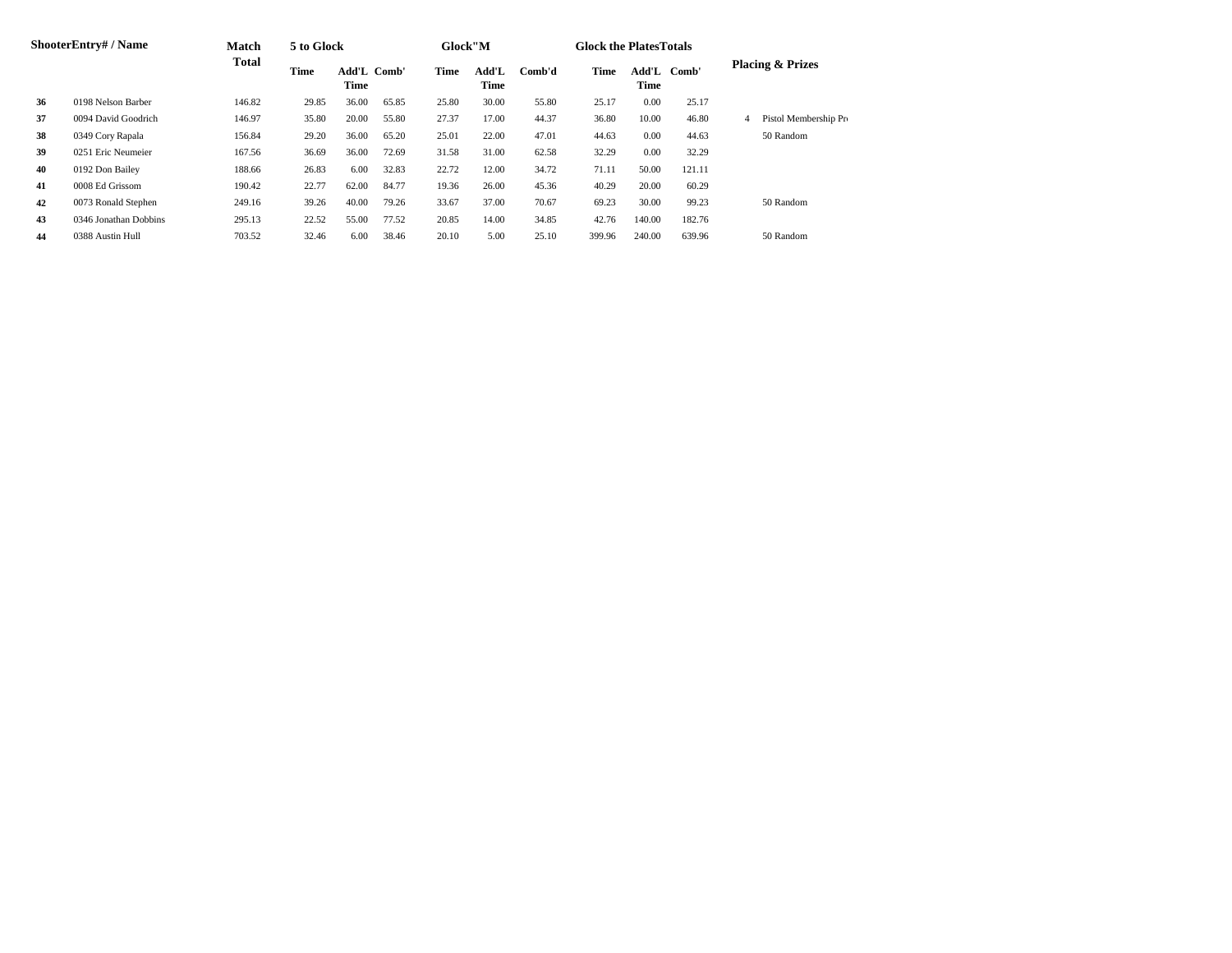| Shooter | Entry# / Name | Match Total | 5 to Glock | | | Glock"M | | | Glock the Plates | | Totals | Placing & Prizes | |
|---|---|---|---|---|---|---|---|---|---|---|---|---|---|
| | | | Time | Add'L Time | Comb' | Time | Add'L Time | Comb'd | Time | Add'L Time | Comb' | | |
| **36** | 0198 Nelson Barber | 146.82 | 29.85 | 36.00 | 65.85 | 25.80 | 30.00 | 55.80 | 25.17 | 0.00 | 25.17 | | |
| **37** | 0094 David Goodrich | 146.97 | 35.80 | 20.00 | 55.80 | 27.37 | 17.00 | 44.37 | 36.80 | 10.00 | 46.80 | 4 | Pistol Membership Pro |
| **38** | 0349 Cory Rapala | 156.84 | 29.20 | 36.00 | 65.20 | 25.01 | 22.00 | 47.01 | 44.63 | 0.00 | 44.63 | | 50 Random |
| **39** | 0251 Eric Neumeier | 167.56 | 36.69 | 36.00 | 72.69 | 31.58 | 31.00 | 62.58 | 32.29 | 0.00 | 32.29 | | |
| **40** | 0192 Don Bailey | 188.66 | 26.83 | 6.00 | 32.83 | 22.72 | 12.00 | 34.72 | 71.11 | 50.00 | 121.11 | | |
| **41** | 0008 Ed Grissom | 190.42 | 22.77 | 62.00 | 84.77 | 19.36 | 26.00 | 45.36 | 40.29 | 20.00 | 60.29 | | |
| **42** | 0073 Ronald Stephen | 249.16 | 39.26 | 40.00 | 79.26 | 33.67 | 37.00 | 70.67 | 69.23 | 30.00 | 99.23 | | 50 Random |
| **43** | 0346 Jonathan Dobbins | 295.13 | 22.52 | 55.00 | 77.52 | 20.85 | 14.00 | 34.85 | 42.76 | 140.00 | 182.76 | | |
| **44** | 0388 Austin Hull | 703.52 | 32.46 | 6.00 | 38.46 | 20.10 | 5.00 | 25.10 | 399.96 | 240.00 | 639.96 | | 50 Random |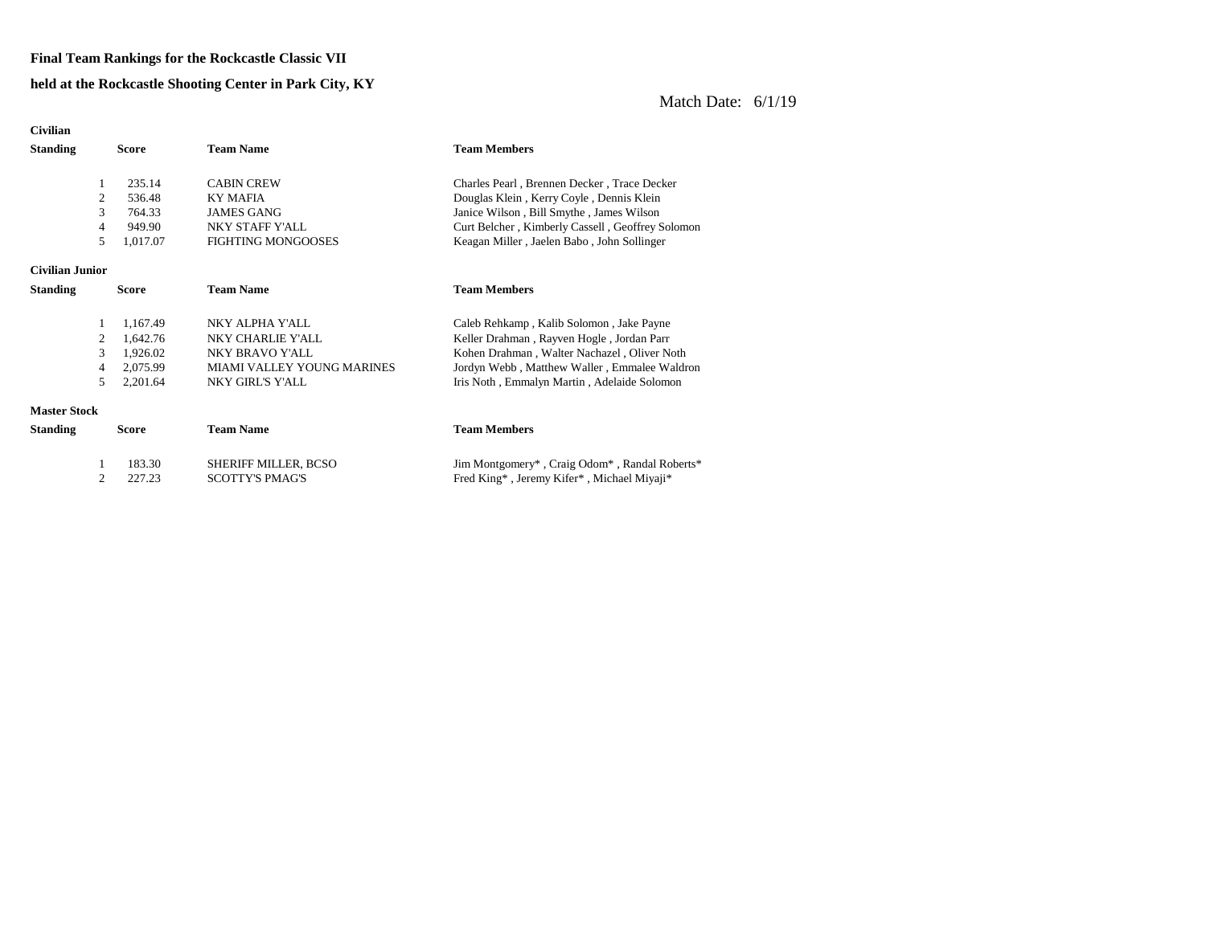**Final Team Rankings for the Rockcastle Classic VII**

**held at the Rockcastle Shooting Center in Park City, KY**

Match Date: 6/1/19

**Civilian**

| Standing | Score | Team Name | Team Members |
|---|---|---|---|
| 1 | 235.14 | CABIN CREW | Charles Pearl , Brennen Decker , Trace Decker |
| 2 | 536.48 | KY MAFIA | Douglas Klein , Kerry Coyle , Dennis Klein |
| 3 | 764.33 | JAMES GANG | Janice Wilson , Bill Smythe , James Wilson |
| 4 | 949.90 | NKY STAFF Y'ALL | Curt Belcher , Kimberly Cassell , Geoffrey Solomon |
| 5 | 1,017.07 | FIGHTING MONGOOSES | Keagan Miller , Jaelen Babo , John Sollinger |

**Civilian Junior**

| Standing | Score | Team Name | Team Members |
|---|---|---|---|
| 1 | 1,167.49 | NKY ALPHA Y'ALL | Caleb Rehkamp , Kalib Solomon , Jake Payne |
| 2 | 1,642.76 | NKY CHARLIE Y'ALL | Keller Drahman , Rayven Hogle , Jordan Parr |
| 3 | 1,926.02 | NKY BRAVO Y'ALL | Kohen Drahman , Walter Nachazel , Oliver Noth |
| 4 | 2,075.99 | MIAMI VALLEY YOUNG MARINES | Jordyn Webb , Matthew Waller , Emmalee Waldron |
| 5 | 2,201.64 | NKY GIRL'S Y'ALL | Iris Noth , Emmalyn Martin , Adelaide Solomon |

**Master Stock**

| Standing | Score | Team Name | Team Members |
|---|---|---|---|
| 1 | 183.30 | SHERIFF MILLER, BCSO | Jim Montgomery* , Craig Odom* , Randal Roberts* |
| 2 | 227.23 | SCOTTY'S PMAG'S | Fred King* , Jeremy Kifer* , Michael Miyaji* |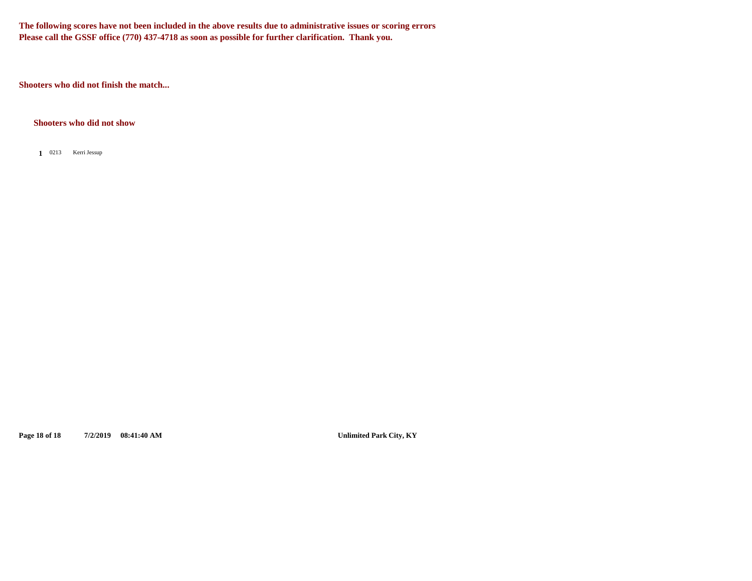**The following scores have not been included in the above results due to administrative issues or scoring errors**
**Please call the GSSF office (770) 437-4718 as soon as possible for further clarification. Thank you.**

**Shooters who did not finish the match...**

**Shooters who did not show**

| | | |
|---|---|---|
| **1** | 0213 | Kerri Jessup |